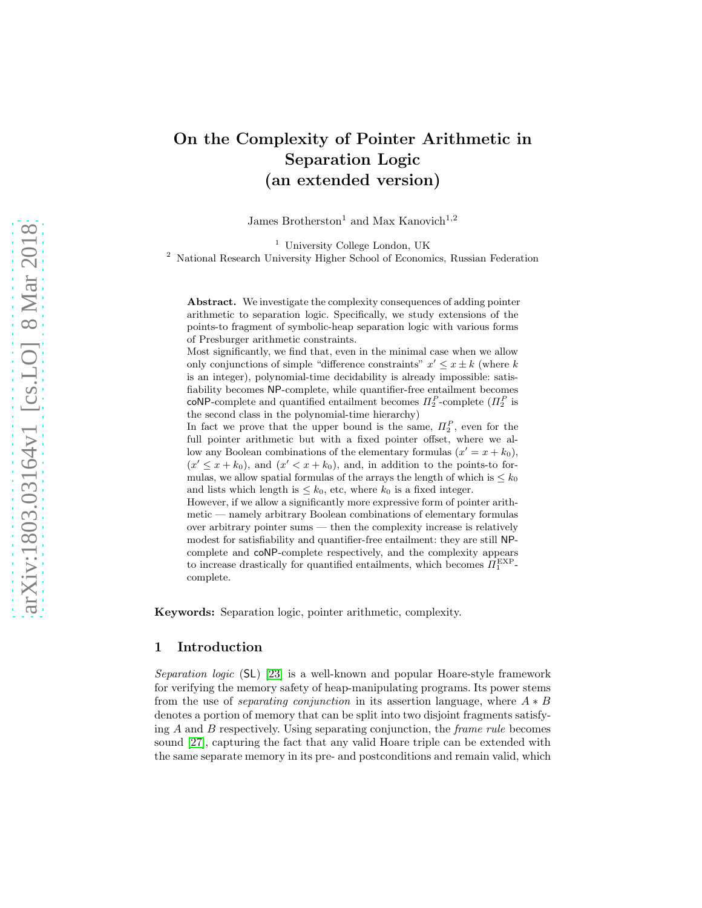# On the Complexity of Pointer Arithmetic in Separation Logic (an extended version)

James Brotherston[1] and Max Kanovich[1,2]

[1] University College London, UK
[2] National Research University Higher School of Economics, Russian Federation

**Abstract.** We investigate the complexity consequences of adding pointer arithmetic to separation logic. Specifically, we study extensions of the points-to fragment of symbolic-heap separation logic with various forms of Presburger arithmetic constraints.

Most significantly, we find that, even in the minimal case when we allow only conjunctions of simple "difference constraints" $x' \leq x \pm k$ (where $k$ is an integer), polynomial-time decidability is already impossible: satisfiability becomes NP-complete, while quantifier-free entailment becomes coNP-complete and quantified entailment becomes $\Pi_2^P$-complete ($\Pi_2^P$ is the second class in the polynomial-time hierarchy)

In fact we prove that the upper bound is the same, $\Pi_2^P$, even for the full pointer arithmetic but with a fixed pointer offset, where we allow any Boolean combinations of the elementary formulas $(x' = x + k_0)$, $(x' \leq x + k_0)$, and $(x' < x + k_0)$, and, in addition to the points-to formulas, we allow spatial formulas of the arrays the length of which is $\leq k_0$ and lists which length is $\leq k_0$, etc, where $k_0$ is a fixed integer.

However, if we allow a significantly more expressive form of pointer arithmetic — namely arbitrary Boolean combinations of elementary formulas over arbitrary pointer sums — then the complexity increase is relatively modest for satisfiability and quantifier-free entailment: they are still NP-complete and coNP-complete respectively, and the complexity appears to increase drastically for quantified entailments, which becomes $\Pi_1^{\mathrm{EXP}}$-complete.

**Keywords:** Separation logic, pointer arithmetic, complexity.

## 1 Introduction

*Separation logic* (SL) [23] is a well-known and popular Hoare-style framework for verifying the memory safety of heap-manipulating programs. Its power stems from the use of *separating conjunction* in its assertion language, where $A * B$ denotes a portion of memory that can be split into two disjoint fragments satisfying $A$ and $B$ respectively. Using separating conjunction, the *frame rule* becomes sound [27], capturing the fact that any valid Hoare triple can be extended with the same separate memory in its pre- and postconditions and remain valid, which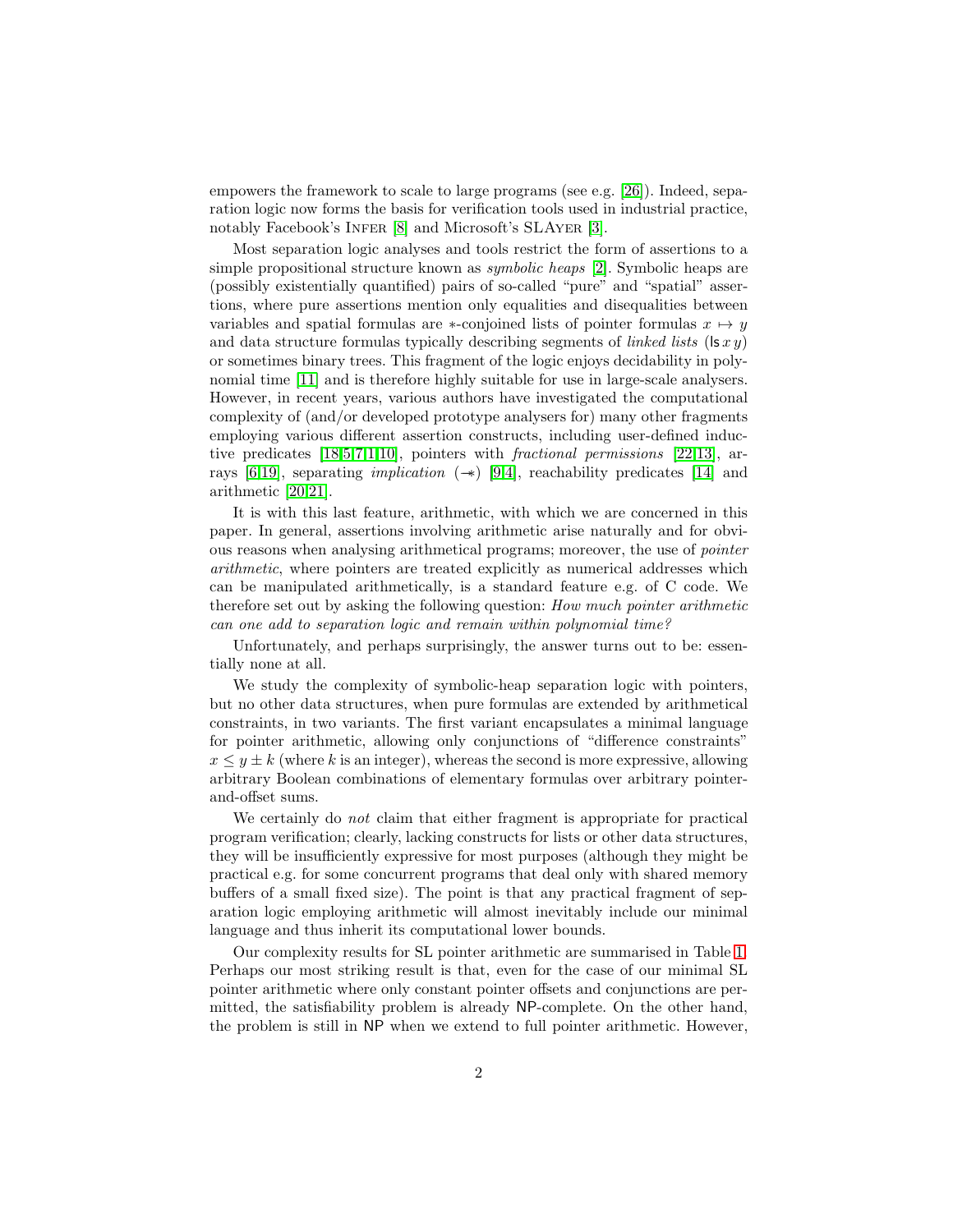empowers the framework to scale to large programs (see e.g. [26]). Indeed, separation logic now forms the basis for verification tools used in industrial practice, notably Facebook's Infer [8] and Microsoft's SLAyer [3].

Most separation logic analyses and tools restrict the form of assertions to a simple propositional structure known as *symbolic heaps* [2]. Symbolic heaps are (possibly existentially quantified) pairs of so-called "pure" and "spatial" assertions, where pure assertions mention only equalities and disequalities between variables and spatial formulas are $*$-conjoined lists of pointer formulas $x \mapsto y$ and data structure formulas typically describing segments of *linked lists* ($\mathsf{ls}\, x\, y$) or sometimes binary trees. This fragment of the logic enjoys decidability in polynomial time [11] and is therefore highly suitable for use in large-scale analysers. However, in recent years, various authors have investigated the computational complexity of (and/or developed prototype analysers for) many other fragments employing various different assertion constructs, including user-defined inductive predicates [18,5,7,1,10], pointers with *fractional permissions* [22,13], arrays [6,19], separating *implication* ($-\!\!*$) [9,4], reachability predicates [14] and arithmetic [20,21].

It is with this last feature, arithmetic, with which we are concerned in this paper. In general, assertions involving arithmetic arise naturally and for obvious reasons when analysing arithmetical programs; moreover, the use of *pointer arithmetic*, where pointers are treated explicitly as numerical addresses which can be manipulated arithmetically, is a standard feature e.g. of C code. We therefore set out by asking the following question: *How much pointer arithmetic can one add to separation logic and remain within polynomial time?*

Unfortunately, and perhaps surprisingly, the answer turns out to be: essentially none at all.

We study the complexity of symbolic-heap separation logic with pointers, but no other data structures, when pure formulas are extended by arithmetical constraints, in two variants. The first variant encapsulates a minimal language for pointer arithmetic, allowing only conjunctions of "difference constraints" $x \leq y \pm k$ (where $k$ is an integer), whereas the second is more expressive, allowing arbitrary Boolean combinations of elementary formulas over arbitrary pointer-and-offset sums.

We certainly do *not* claim that either fragment is appropriate for practical program verification; clearly, lacking constructs for lists or other data structures, they will be insufficiently expressive for most purposes (although they might be practical e.g. for some concurrent programs that deal only with shared memory buffers of a small fixed size). The point is that any practical fragment of separation logic employing arithmetic will almost inevitably include our minimal language and thus inherit its computational lower bounds.

Our complexity results for SL pointer arithmetic are summarised in Table 1. Perhaps our most striking result is that, even for the case of our minimal SL pointer arithmetic where only constant pointer offsets and conjunctions are permitted, the satisfiability problem is already NP-complete. On the other hand, the problem is still in NP when we extend to full pointer arithmetic. However,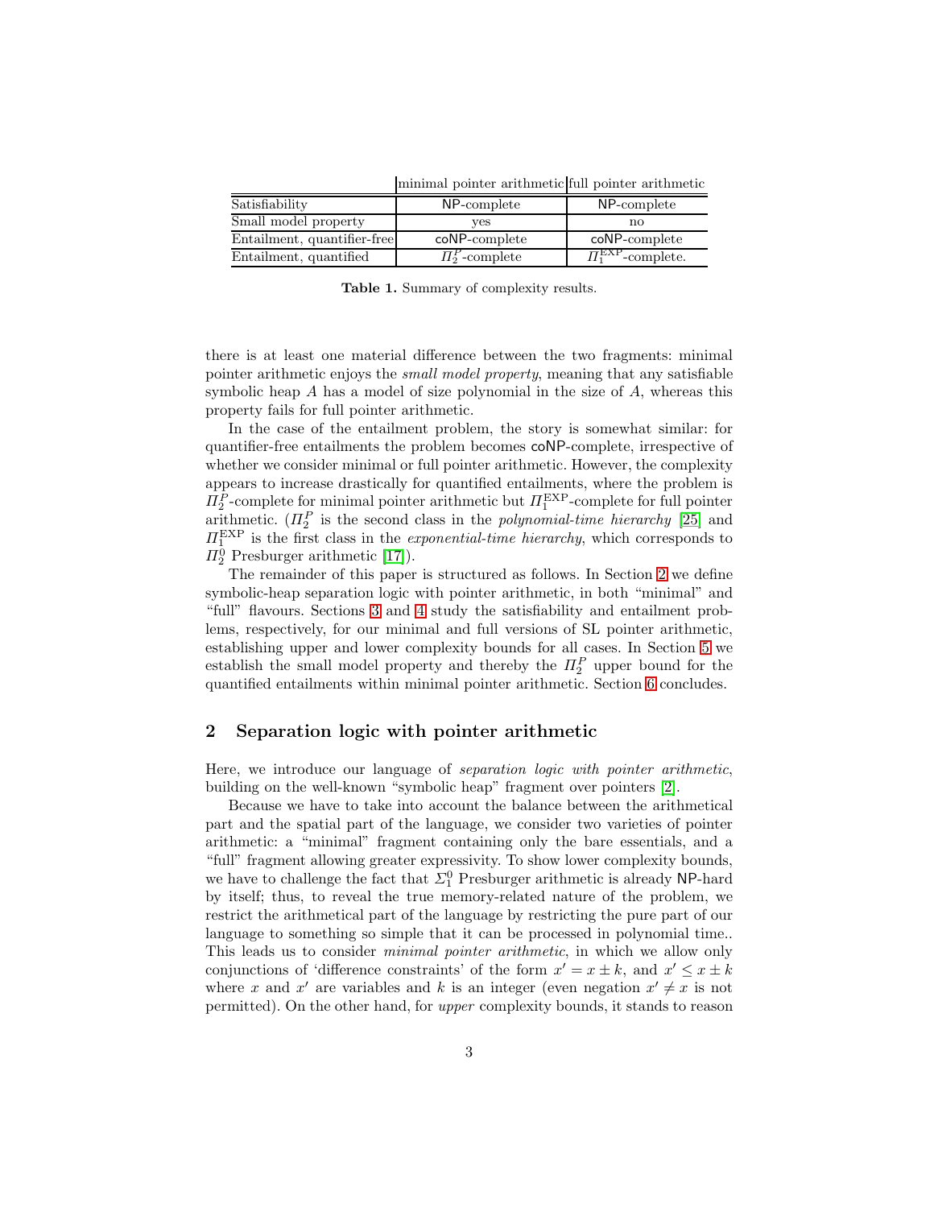| | minimal pointer arithmetic | full pointer arithmetic |
|---|---|---|
| Satisfiability | NP-complete | NP-complete |
| Small model property | yes | no |
| Entailment, quantifier-free | coNP-complete | coNP-complete |
| Entailment, quantified | $\Pi_2^P$-complete | $\Pi_1^{\mathrm{EXP}}$-complete. |

**Table 1.** Summary of complexity results.

there is at least one material difference between the two fragments: minimal pointer arithmetic enjoys the *small model property*, meaning that any satisfiable symbolic heap $A$ has a model of size polynomial in the size of $A$, whereas this property fails for full pointer arithmetic.

In the case of the entailment problem, the story is somewhat similar: for quantifier-free entailments the problem becomes coNP-complete, irrespective of whether we consider minimal or full pointer arithmetic. However, the complexity appears to increase drastically for quantified entailments, where the problem is $\Pi_2^P$-complete for minimal pointer arithmetic but $\Pi_1^{\mathrm{EXP}}$-complete for full pointer arithmetic. ($\Pi_2^P$ is the second class in the *polynomial-time hierarchy* [25] and $\Pi_1^{\mathrm{EXP}}$ is the first class in the *exponential-time hierarchy*, which corresponds to $\Pi_2^0$ Presburger arithmetic [17]).

The remainder of this paper is structured as follows. In Section 2 we define symbolic-heap separation logic with pointer arithmetic, in both "minimal" and "full" flavours. Sections 3 and 4 study the satisfiability and entailment problems, respectively, for our minimal and full versions of SL pointer arithmetic, establishing upper and lower complexity bounds for all cases. In Section 5 we establish the small model property and thereby the $\Pi_2^P$ upper bound for the quantified entailments within minimal pointer arithmetic. Section 6 concludes.

## 2 Separation logic with pointer arithmetic

Here, we introduce our language of *separation logic with pointer arithmetic*, building on the well-known "symbolic heap" fragment over pointers [2].

Because we have to take into account the balance between the arithmetical part and the spatial part of the language, we consider two varieties of pointer arithmetic: a "minimal" fragment containing only the bare essentials, and a "full" fragment allowing greater expressivity. To show lower complexity bounds, we have to challenge the fact that $\Sigma_1^0$ Presburger arithmetic is already NP-hard by itself; thus, to reveal the true memory-related nature of the problem, we restrict the arithmetical part of the language by restricting the pure part of our language to something so simple that it can be processed in polynomial time.. This leads us to consider *minimal pointer arithmetic*, in which we allow only conjunctions of 'difference constraints' of the form $x' = x \pm k$, and $x' \leq x \pm k$ where $x$ and $x'$ are variables and $k$ is an integer (even negation $x' \neq x$ is not permitted). On the other hand, for *upper* complexity bounds, it stands to reason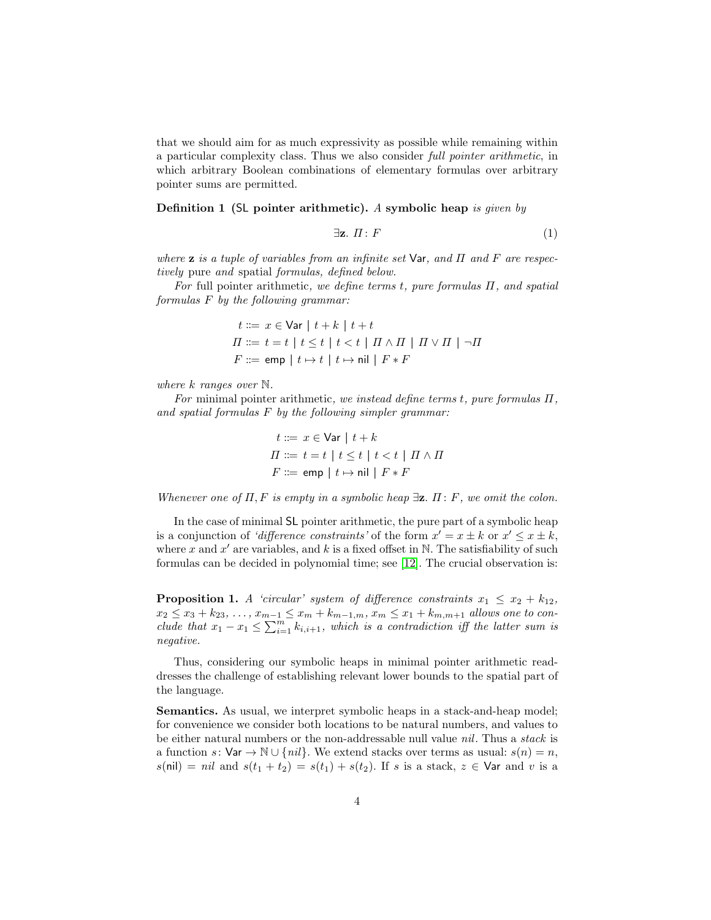that we should aim for as much expressivity as possible while remaining within a particular complexity class. Thus we also consider *full pointer arithmetic*, in which arbitrary Boolean combinations of elementary formulas over arbitrary pointer sums are permitted.

**Definition 1 (SL pointer arithmetic).** *A* **symbolic heap** *is given by*

$$\exists \mathbf{z}.\ \Pi : F \tag{1}$$

*where* $\mathbf{z}$ *is a tuple of variables from an infinite set* $\mathsf{Var}$*, and* $\Pi$ *and* $F$ *are respectively* pure *and* spatial *formulas, defined below.*

*For* full pointer arithmetic*, we define terms* $t$*, pure formulas* $\Pi$*, and spatial formulas* $F$ *by the following grammar:*

$$\begin{aligned} t &::= x \in \mathsf{Var} \mid t + k \mid t + t \\ \Pi &::= t = t \mid t \leq t \mid t < t \mid \Pi \wedge \Pi \mid \Pi \vee \Pi \mid \neg \Pi \\ F &::= \mathsf{emp} \mid t \mapsto t \mid t \mapsto \mathsf{nil} \mid F * F \end{aligned}$$

*where* $k$ *ranges over* $\mathbb{N}$*.*

*For* minimal pointer arithmetic*, we instead define terms* $t$*, pure formulas* $\Pi$*, and spatial formulas* $F$ *by the following simpler grammar:*

$$\begin{aligned} t &::= x \in \mathsf{Var} \mid t + k \\ \Pi &::= t = t \mid t \leq t \mid t < t \mid \Pi \wedge \Pi \\ F &::= \mathsf{emp} \mid t \mapsto \mathsf{nil} \mid F * F \end{aligned}$$

*Whenever one of* $\Pi, F$ *is empty in a symbolic heap* $\exists \mathbf{z}.\ \Pi : F$*, we omit the colon.*

In the case of minimal SL pointer arithmetic, the pure part of a symbolic heap is a conjunction of *'difference constraints'* of the form $x' = x \pm k$ or $x' \leq x \pm k$, where $x$ and $x'$ are variables, and $k$ is a fixed offset in $\mathbb{N}$. The satisfiability of such formulas can be decided in polynomial time; see [12]. The crucial observation is:

**Proposition 1.** *A 'circular' system of difference constraints* $x_1 \leq x_2 + k_{12}$*,* $x_2 \leq x_3 + k_{23}$*, ...,* $x_{m-1} \leq x_m + k_{m-1,m}$*,* $x_m \leq x_1 + k_{m,m+1}$ *allows one to conclude that* $x_1 - x_1 \leq \sum_{i=1}^{m} k_{i,i+1}$*, which is a contradiction iff the latter sum is negative.*

Thus, considering our symbolic heaps in minimal pointer arithmetic readdresses the challenge of establishing relevant lower bounds to the spatial part of the language.

**Semantics.** As usual, we interpret symbolic heaps in a stack-and-heap model; for convenience we consider both locations to be natural numbers, and values to be either natural numbers or the non-addressable null value *nil*. Thus a *stack* is a function $s \colon \mathsf{Var} \to \mathbb{N} \cup \{nil\}$. We extend stacks over terms as usual: $s(n) = n$, $s(\mathsf{nil}) = nil$ and $s(t_1 + t_2) = s(t_1) + s(t_2)$. If $s$ is a stack, $z \in \mathsf{Var}$ and $v$ is a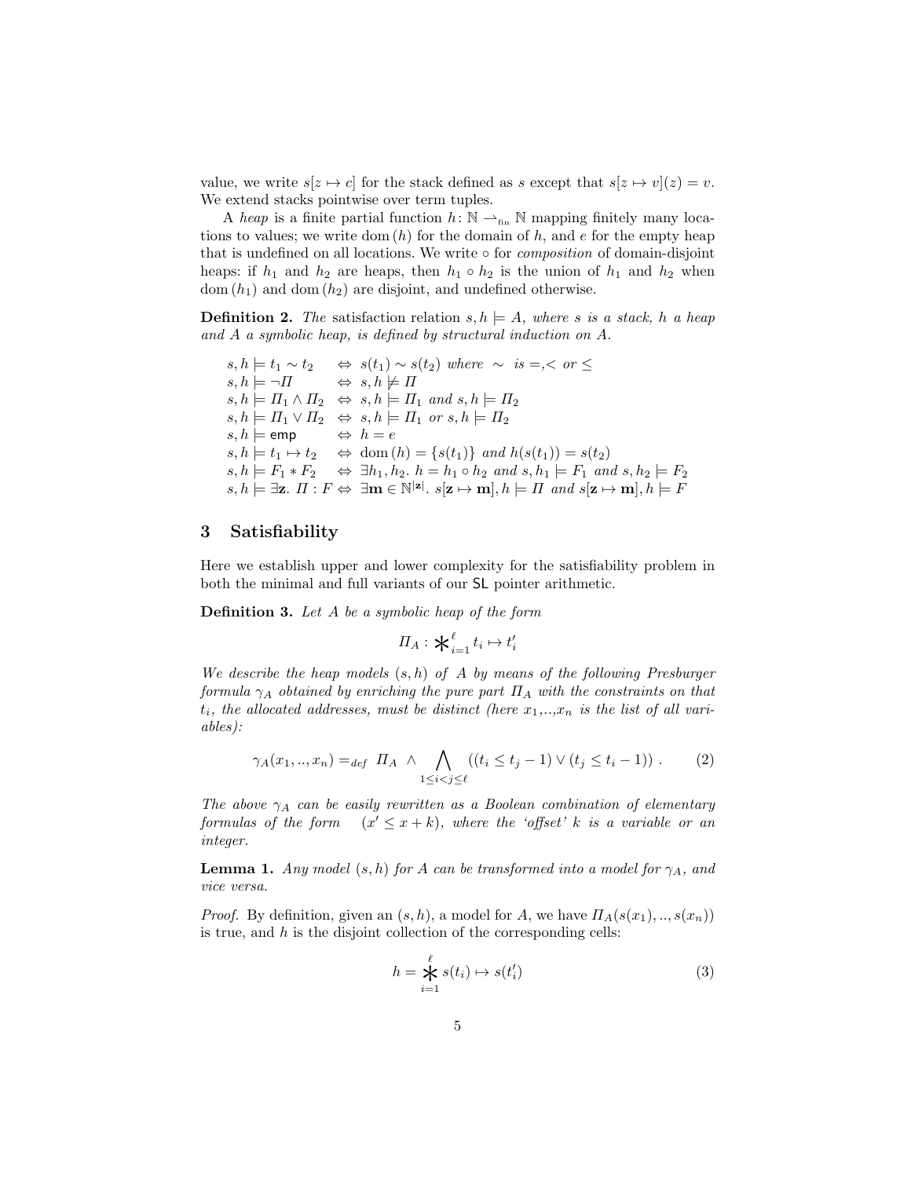value, we write $s[z \mapsto c]$ for the stack defined as $s$ except that $s[z \mapsto v](z) = v$. We extend stacks pointwise over term tuples.

A *heap* is a finite partial function $h\colon \mathbb{N} \rightharpoonup_{\text{fin}} \mathbb{N}$ mapping finitely many locations to values; we write $\text{dom}\,(h)$ for the domain of $h$, and $e$ for the empty heap that is undefined on all locations. We write $\circ$ for *composition* of domain-disjoint heaps: if $h_1$ and $h_2$ are heaps, then $h_1 \circ h_2$ is the union of $h_1$ and $h_2$ when $\text{dom}\,(h_1)$ and $\text{dom}\,(h_2)$ are disjoint, and undefined otherwise.

**Definition 2.** *The satisfaction relation $s, h \models A$, where $s$ is a stack, $h$ a heap and $A$ a symbolic heap, is defined by structural induction on $A$.*

$$
\begin{array}{lcl}
s, h \models t_1 \sim t_2 & \Leftrightarrow & s(t_1) \sim s(t_2) \text{ where } \sim \text{ is } =, < \text{ or } \leq \\
s, h \models \neg \Pi & \Leftrightarrow & s, h \not\models \Pi \\
s, h \models \Pi_1 \wedge \Pi_2 & \Leftrightarrow & s, h \models \Pi_1 \text{ and } s, h \models \Pi_2 \\
s, h \models \Pi_1 \vee \Pi_2 & \Leftrightarrow & s, h \models \Pi_1 \text{ or } s, h \models \Pi_2 \\
s, h \models \mathsf{emp} & \Leftrightarrow & h = e \\
s, h \models t_1 \mapsto t_2 & \Leftrightarrow & \text{dom}\,(h) = \{s(t_1)\} \text{ and } h(s(t_1)) = s(t_2) \\
s, h \models F_1 * F_2 & \Leftrightarrow & \exists h_1, h_2.\ h = h_1 \circ h_2 \text{ and } s, h_1 \models F_1 \text{ and } s, h_2 \models F_2 \\
s, h \models \exists \mathbf{z}.\ \Pi : F & \Leftrightarrow & \exists \mathbf{m} \in \mathbb{N}^{|\mathbf{z}|}.\ s[\mathbf{z} \mapsto \mathbf{m}], h \models \Pi \text{ and } s[\mathbf{z} \mapsto \mathbf{m}], h \models F
\end{array}
$$

## 3 Satisfiability

Here we establish upper and lower complexity for the satisfiability problem in both the minimal and full variants of our $\mathsf{SL}$ pointer arithmetic.

**Definition 3.** *Let $A$ be a symbolic heap of the form*

$$\Pi_A : \mathop{\ast}\nolimits_{i=1}^{\ell} t_i \mapsto t_i'$$

*We describe the heap models $(s, h)$ of $A$ by means of the following Presburger formula $\gamma_A$ obtained by enriching the pure part $\Pi_A$ with the constraints on that $t_i$, the allocated addresses, must be distinct (here $x_1$,..,$x_n$ is the list of all variables):*

$$\gamma_A(x_1, .., x_n) =_{def}\ \Pi_A\ \wedge \bigwedge_{1 \leq i < j \leq \ell} ((t_i \leq t_j - 1) \vee (t_j \leq t_i - 1))\ . \tag{2}$$

*The above $\gamma_A$ can be easily rewritten as a Boolean combination of elementary formulas of the form $(x' \leq x + k)$, where the 'offset' $k$ is a variable or an integer.*

**Lemma 1.** *Any model $(s, h)$ for $A$ can be transformed into a model for $\gamma_A$, and vice versa.*

*Proof.* By definition, given an $(s, h)$, a model for $A$, we have $\Pi_A(s(x_1), .., s(x_n))$ is true, and $h$ is the disjoint collection of the corresponding cells:

$$h = \mathop{\ast}_{i=1}^{\ell} s(t_i) \mapsto s(t_i') \tag{3}$$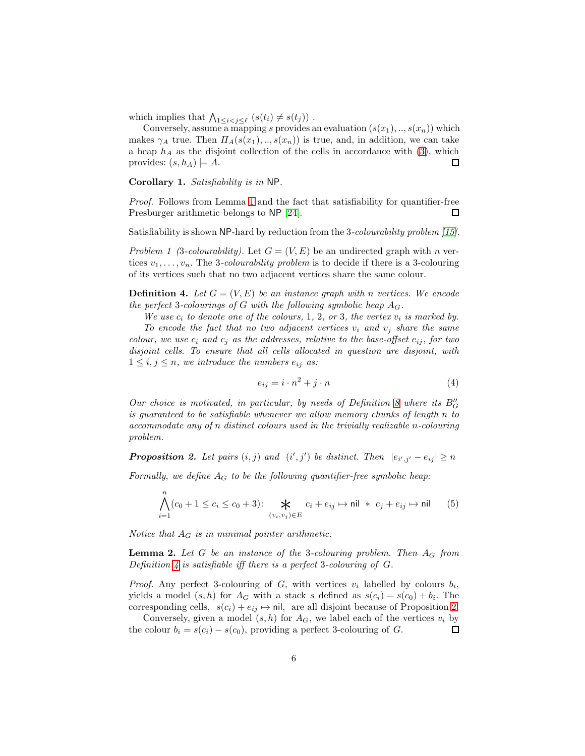which implies that $\bigwedge_{1\leq i<j\leq \ell} (s(t_i) \neq s(t_j))$ .

Conversely, assume a mapping $s$ provides an evaluation $(s(x_1),..,s(x_n))$ which makes $\gamma_A$ true. Then $\Pi_A(s(x_1),..,s(x_n))$ is true, and, in addition, we can take a heap $h_A$ as the disjoint collection of the cells in accordance with (3), which provides: $(s, h_A) \models A$. □

**Corollary 1.** *Satisfiability is in* NP.

*Proof.* Follows from Lemma 1 and the fact that satisfiability for quantifier-free Presburger arithmetic belongs to NP [24]. □

Satisfiability is shown NP-hard by reduction from the 3-*colourability problem* [15].

*Problem 1 (3-colourability).* Let $G = (V, E)$ be an undirected graph with $n$ vertices $v_1, \ldots, v_n$. The 3-*colourability problem* is to decide if there is a 3-colouring of its vertices such that no two adjacent vertices share the same colour.

**Definition 4.** *Let $G = (V, E)$ be an instance graph with $n$ vertices. We encode the perfect 3-colourings of $G$ with the following symbolic heap $A_G$.*

*We use $c_i$ to denote one of the colours, 1, 2, or 3, the vertex $v_i$ is marked by.*

*To encode the fact that no two adjacent vertices $v_i$ and $v_j$ share the same colour, we use $c_i$ and $c_j$ as the addresses, relative to the base-offset $e_{ij}$, for two disjoint cells. To ensure that all cells allocated in question are disjoint, with $1 \leq i, j \leq n$, we introduce the numbers $e_{ij}$ as:*

$$e_{ij} = i \cdot n^2 + j \cdot n \tag{4}$$

*Our choice is motivated, in particular, by needs of Definition 8 where its $B''_G$ is guaranteed to be satisfiable whenever we allow memory chunks of length $n$ to accommodate any of $n$ distinct colours used in the trivially realizable $n$-colouring problem.*

***Proposition 2.*** *Let pairs $(i, j)$ and $(i', j')$ be distinct. Then $|e_{i',j'} - e_{ij}| \geq n$*

*Formally, we define $A_G$ to be the following quantifier-free symbolic heap:*

$$\bigwedge_{i=1}^{n} (c_0 + 1 \leq c_i \leq c_0 + 3) \colon \mathop{\ast}_{(v_i,v_j)\in E} c_i + e_{ij} \mapsto \mathsf{nil} \;\ast\; c_j + e_{ij} \mapsto \mathsf{nil} \tag{5}$$

*Notice that $A_G$ is in minimal pointer arithmetic.*

**Lemma 2.** *Let $G$ be an instance of the 3-colouring problem. Then $A_G$ from Definition 4 is satisfiable iff there is a perfect 3-colouring of $G$.*

*Proof.* Any perfect 3-colouring of $G$, with vertices $v_i$ labelled by colours $b_i$, yields a model $(s, h)$ for $A_G$ with a stack $s$ defined as $s(c_i) = s(c_0) + b_i$. The corresponding cells, $s(c_i) + e_{ij} \mapsto \mathsf{nil}$, are all disjoint because of Proposition 2.

Conversely, given a model $(s, h)$ for $A_G$, we label each of the vertices $v_i$ by the colour $b_i = s(c_i) - s(c_0)$, providing a perfect 3-colouring of $G$. □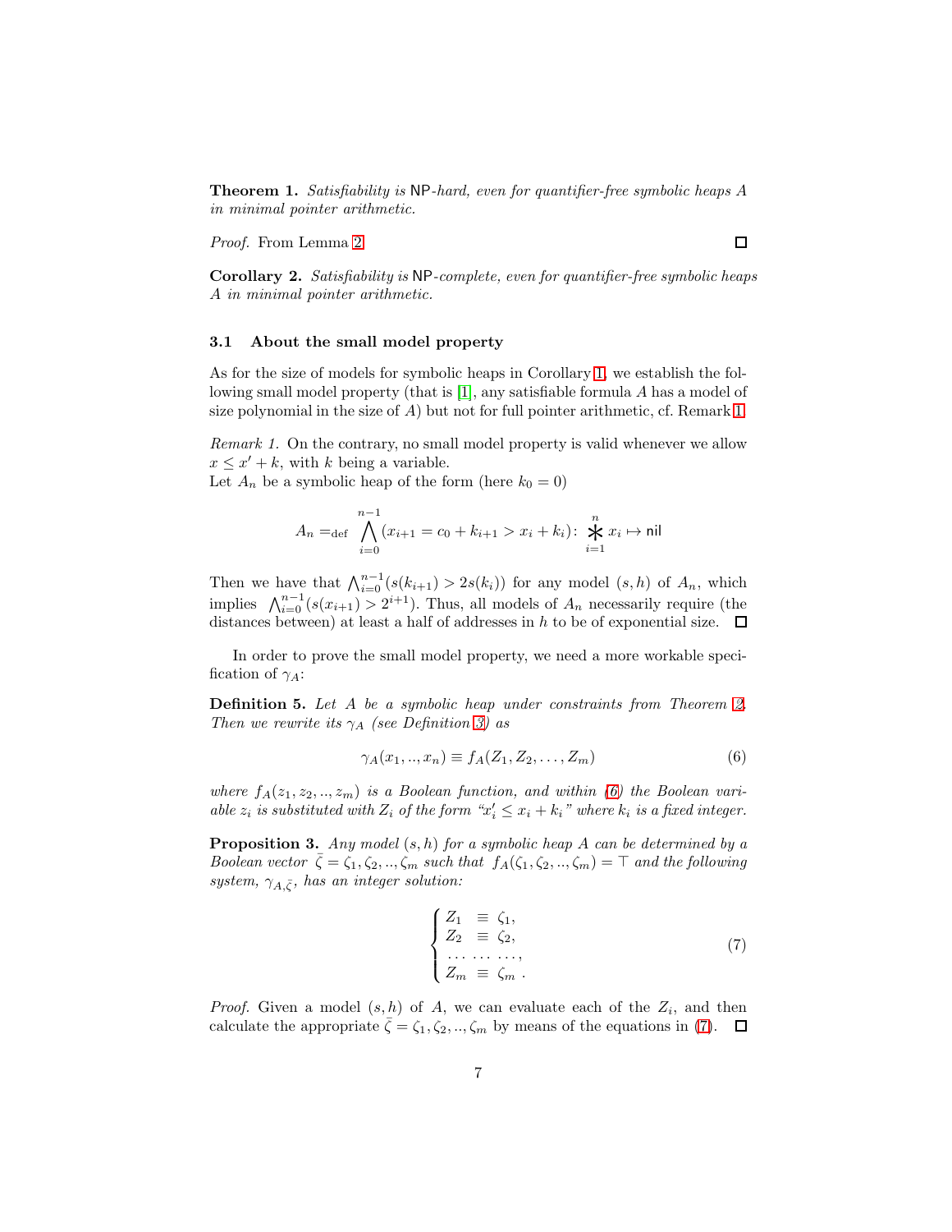**Theorem 1.** *Satisfiability is* NP*-hard, even for quantifier-free symbolic heaps $A$ in minimal pointer arithmetic.*

*Proof.* From Lemma 2. $\square$

**Corollary 2.** *Satisfiability is* NP*-complete, even for quantifier-free symbolic heaps $A$ in minimal pointer arithmetic.*

### 3.1 About the small model property

As for the size of models for symbolic heaps in Corollary 1, we establish the following small model property (that is [1], any satisfiable formula $A$ has a model of size polynomial in the size of $A$) but not for full pointer arithmetic, cf. Remark 1.

*Remark 1.* On the contrary, no small model property is valid whenever we allow $x \leq x' + k$, with $k$ being a variable.
Let $A_n$ be a symbolic heap of the form (here $k_0 = 0$)

$$A_n =_{\rm def} \bigwedge_{i=0}^{n-1} (x_{i+1} = c_0 + k_{i+1} > x_i + k_i) \colon \mathop{\ast}_{i=1}^{n} x_i \mapsto \mathsf{nil}$$

Then we have that $\bigwedge_{i=0}^{n-1}(s(k_{i+1}) > 2s(k_i))$ for any model $(s,h)$ of $A_n$, which implies $\bigwedge_{i=0}^{n-1}(s(x_{i+1}) > 2^{i+1})$. Thus, all models of $A_n$ necessarily require (the distances between) at least a half of addresses in $h$ to be of exponential size. $\square$

In order to prove the small model property, we need a more workable specification of $\gamma_A$:

**Definition 5.** *Let $A$ be a symbolic heap under constraints from Theorem 2. Then we rewrite its $\gamma_A$ (see Definition 3) as*

$$\gamma_A(x_1, .., x_n) \equiv f_A(Z_1, Z_2, \ldots, Z_m) \tag{6}$$

*where $f_A(z_1, z_2, .., z_m)$ is a Boolean function, and within (6) the Boolean variable $z_i$ is substituted with $Z_i$ of the form "$x'_i \leq x_i + k_i$" where $k_i$ is a fixed integer.*

**Proposition 3.** *Any model $(s,h)$ for a symbolic heap $A$ can be determined by a Boolean vector $\bar{\zeta} = \zeta_1, \zeta_2, .., \zeta_m$ such that $f_A(\zeta_1, \zeta_2, .., \zeta_m) = \top$ and the following system, $\gamma_{A,\bar{\zeta}}$, has an integer solution:*

$$\begin{cases} Z_1 \;\equiv\; \zeta_1, \\ Z_2 \;\equiv\; \zeta_2, \\ \ldots \;\ldots\; \ldots, \\ Z_m \;\equiv\; \zeta_m \;. \end{cases} \tag{7}$$

*Proof.* Given a model $(s,h)$ of $A$, we can evaluate each of the $Z_i$, and then calculate the appropriate $\bar{\zeta} = \zeta_1, \zeta_2, .., \zeta_m$ by means of the equations in (7). $\square$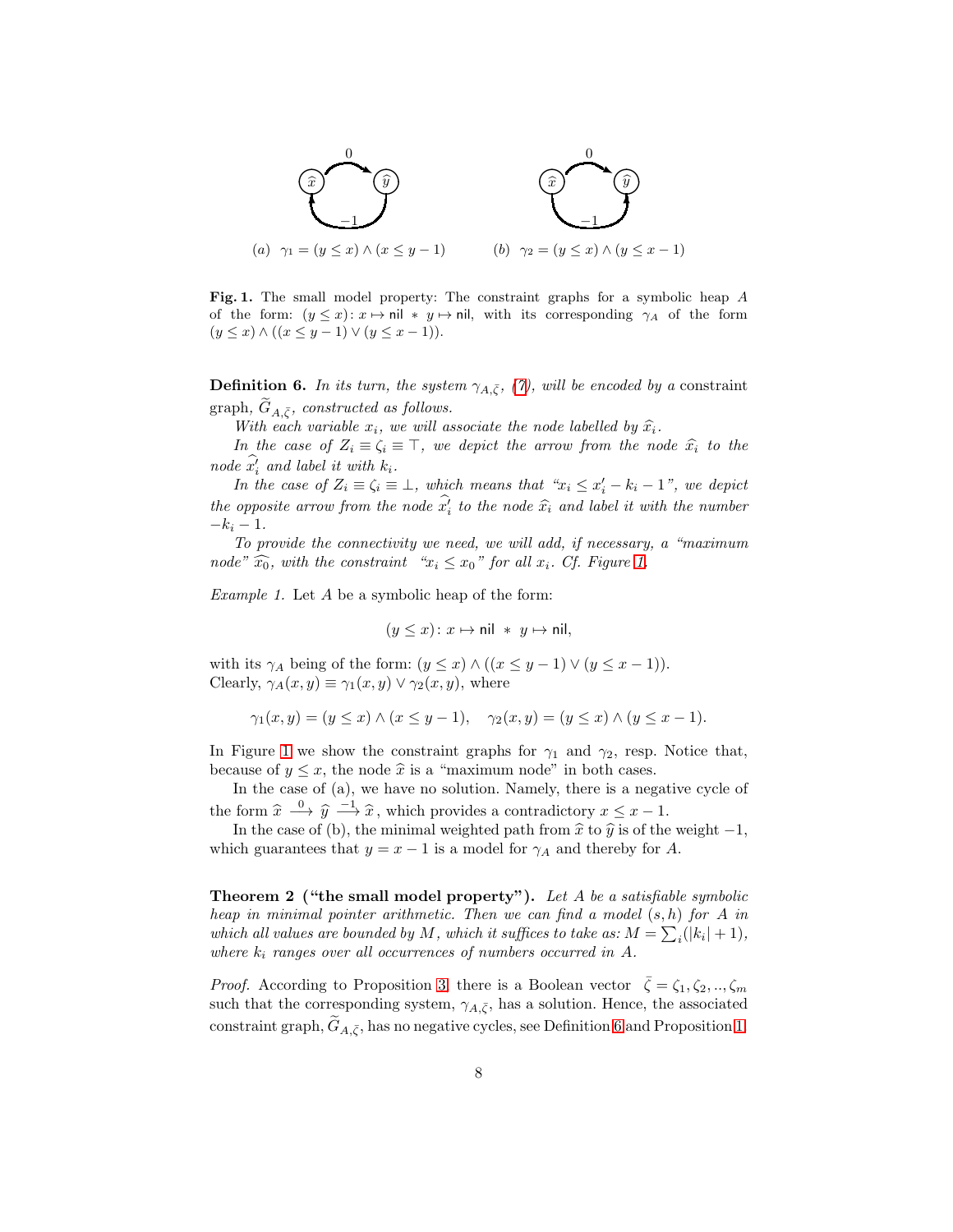(a) $\gamma_1 = (y \leq x) \wedge (x \leq y - 1)$ (b) $\gamma_2 = (y \leq x) \wedge (y \leq x - 1)$

**Fig. 1.** The small model property: The constraint graphs for a symbolic heap $A$ of the form: $(y \leq x) \colon x \mapsto \mathsf{nil} \ * \ y \mapsto \mathsf{nil}$, with its corresponding $\gamma_A$ of the form $(y \leq x) \wedge ((x \leq y - 1) \vee (y \leq x - 1))$.

**Definition 6.** *In its turn, the system $\gamma_{A,\bar{\zeta}}$, (7), will be encoded by a* constraint graph, *$\widetilde{G}_{A,\bar{\zeta}}$, constructed as follows.*

*With each variable $x_i$, we will associate the node labelled by $\widehat{x}_i$.*

*In the case of $Z_i \equiv \zeta_i \equiv \top$, we depict the arrow from the node $\widehat{x}_i$ to the node $\widehat{x'_i}$ and label it with $k_i$.*

*In the case of $Z_i \equiv \zeta_i \equiv \bot$, which means that "$x_i \leq x'_i - k_i - 1$", we depict the opposite arrow from the node $\widehat{x'_i}$ to the node $\widehat{x}_i$ and label it with the number $-k_i - 1$.*

*To provide the connectivity we need, we will add, if necessary, a "maximum node" $\widehat{x_0}$, with the constraint "$x_i \leq x_0$" for all $x_i$. Cf. Figure 1.*

*Example 1.* Let $A$ be a symbolic heap of the form:

$$(y \leq x) \colon x \mapsto \mathsf{nil} \ * \ y \mapsto \mathsf{nil},$$

with its $\gamma_A$ being of the form: $(y \leq x) \wedge ((x \leq y - 1) \vee (y \leq x - 1))$.
Clearly, $\gamma_A(x, y) \equiv \gamma_1(x, y) \vee \gamma_2(x, y)$, where

$$\gamma_1(x, y) = (y \leq x) \wedge (x \leq y - 1), \quad \gamma_2(x, y) = (y \leq x) \wedge (y \leq x - 1).$$

In Figure 1 we show the constraint graphs for $\gamma_1$ and $\gamma_2$, resp. Notice that, because of $y \leq x$, the node $\widehat{x}$ is a "maximum node" in both cases.

In the case of (a), we have no solution. Namely, there is a negative cycle of the form $\widehat{x} \xrightarrow{0} \widehat{y} \xrightarrow{-1} \widehat{x}$, which provides a contradictory $x \leq x - 1$.

In the case of (b), the minimal weighted path from $\widehat{x}$ to $\widehat{y}$ is of the weight $-1$, which guarantees that $y = x - 1$ is a model for $\gamma_A$ and thereby for $A$.

**Theorem 2 ("the small model property").** *Let $A$ be a satisfiable symbolic heap in minimal pointer arithmetic. Then we can find a model $(s, h)$ for $A$ in which all values are bounded by $M$, which it suffices to take as: $M = \sum_i (|k_i| + 1)$, where $k_i$ ranges over all occurrences of numbers occurred in $A$.*

*Proof.* According to Proposition 3, there is a Boolean vector $\bar{\zeta} = \zeta_1, \zeta_2, .., \zeta_m$ such that the corresponding system, $\gamma_{A,\bar{\zeta}}$, has a solution. Hence, the associated constraint graph, $\widetilde{G}_{A,\bar{\zeta}}$, has no negative cycles, see Definition 6 and Proposition 1.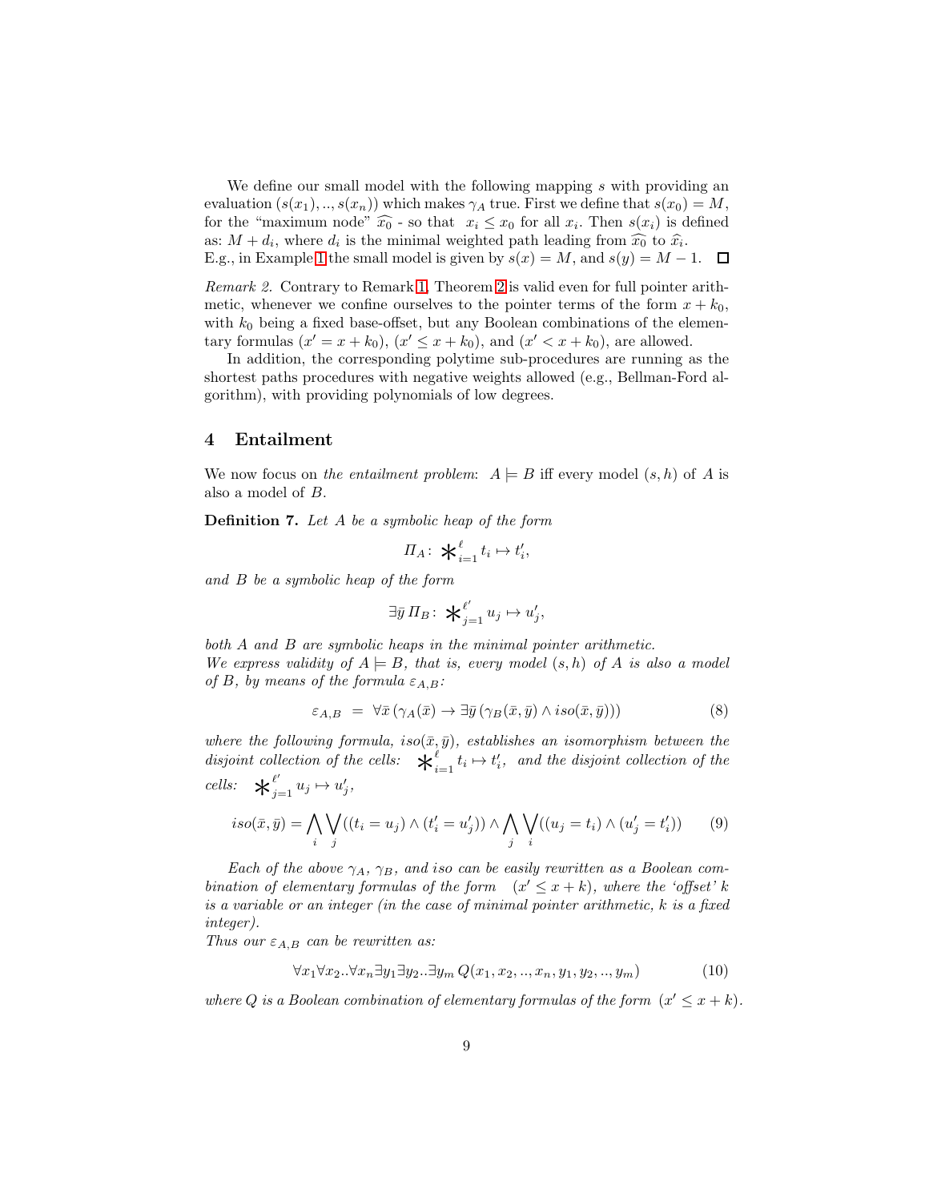We define our small model with the following mapping $s$ with providing an evaluation $(s(x_1), .., s(x_n))$ which makes $\gamma_A$ true. First we define that $s(x_0) = M$, for the "maximum node" $\widehat{x_0}$ - so that $x_i \leq x_0$ for all $x_i$. Then $s(x_i)$ is defined as: $M + d_i$, where $d_i$ is the minimal weighted path leading from $\widehat{x_0}$ to $\widehat{x_i}$. E.g., in Example 1 the small model is given by $s(x) = M$, and $s(y) = M - 1$. □

*Remark 2.* Contrary to Remark 1, Theorem 2 is valid even for full pointer arithmetic, whenever we confine ourselves to the pointer terms of the form $x + k_0$, with $k_0$ being a fixed base-offset, but any Boolean combinations of the elementary formulas $(x' = x + k_0)$, $(x' \leq x + k_0)$, and $(x' < x + k_0)$, are allowed.

In addition, the corresponding polytime sub-procedures are running as the shortest paths procedures with negative weights allowed (e.g., Bellman-Ford algorithm), with providing polynomials of low degrees.

## 4 Entailment

We now focus on *the entailment problem*: $A \models B$ iff every model $(s, h)$ of $A$ is also a model of $B$.

**Definition 7.** *Let $A$ be a symbolic heap of the form*

$$\Pi_A \colon \mathop{\ast}_{i=1}^{\ell} t_i \mapsto t_i',$$

*and $B$ be a symbolic heap of the form*

$$\exists \bar{y}\, \Pi_B \colon \mathop{\ast}_{j=1}^{\ell'} u_j \mapsto u_j',$$

*both $A$ and $B$ are symbolic heaps in the minimal pointer arithmetic.*
*We express validity of $A \models B$, that is, every model $(s, h)$ of $A$ is also a model of $B$, by means of the formula $\varepsilon_{A,B}$:*

$$\varepsilon_{A,B} \;=\; \forall \bar{x}\, (\gamma_A(\bar{x}) \rightarrow \exists \bar{y}\, (\gamma_B(\bar{x}, \bar{y}) \wedge iso(\bar{x}, \bar{y}))) \tag{8}$$

*where the following formula, $iso(\bar{x}, \bar{y})$, establishes an isomorphism between the disjoint collection of the cells: $\mathop{\ast}_{i=1}^{\ell} t_i \mapsto t_i'$, and the disjoint collection of the cells: $\mathop{\ast}_{j=1}^{\ell'} u_j \mapsto u_j'$,*

$$iso(\bar{x}, \bar{y}) = \bigwedge_i \bigvee_j ((t_i = u_j) \wedge (t_i' = u_j')) \wedge \bigwedge_j \bigvee_i ((u_j = t_i) \wedge (u_j' = t_i')) \tag{9}$$

*Each of the above $\gamma_A$, $\gamma_B$, and $iso$ can be easily rewritten as a Boolean combination of elementary formulas of the form $(x' \leq x + k)$, where the 'offset' $k$ is a variable or an integer (in the case of minimal pointer arithmetic, $k$ is a fixed integer).*
*Thus our $\varepsilon_{A,B}$ can be rewritten as:*

$$\forall x_1 \forall x_2 .. \forall x_n \exists y_1 \exists y_2 .. \exists y_m\, Q(x_1, x_2, .., x_n, y_1, y_2, .., y_m) \tag{10}$$

*where $Q$ is a Boolean combination of elementary formulas of the form $(x' \leq x + k)$.*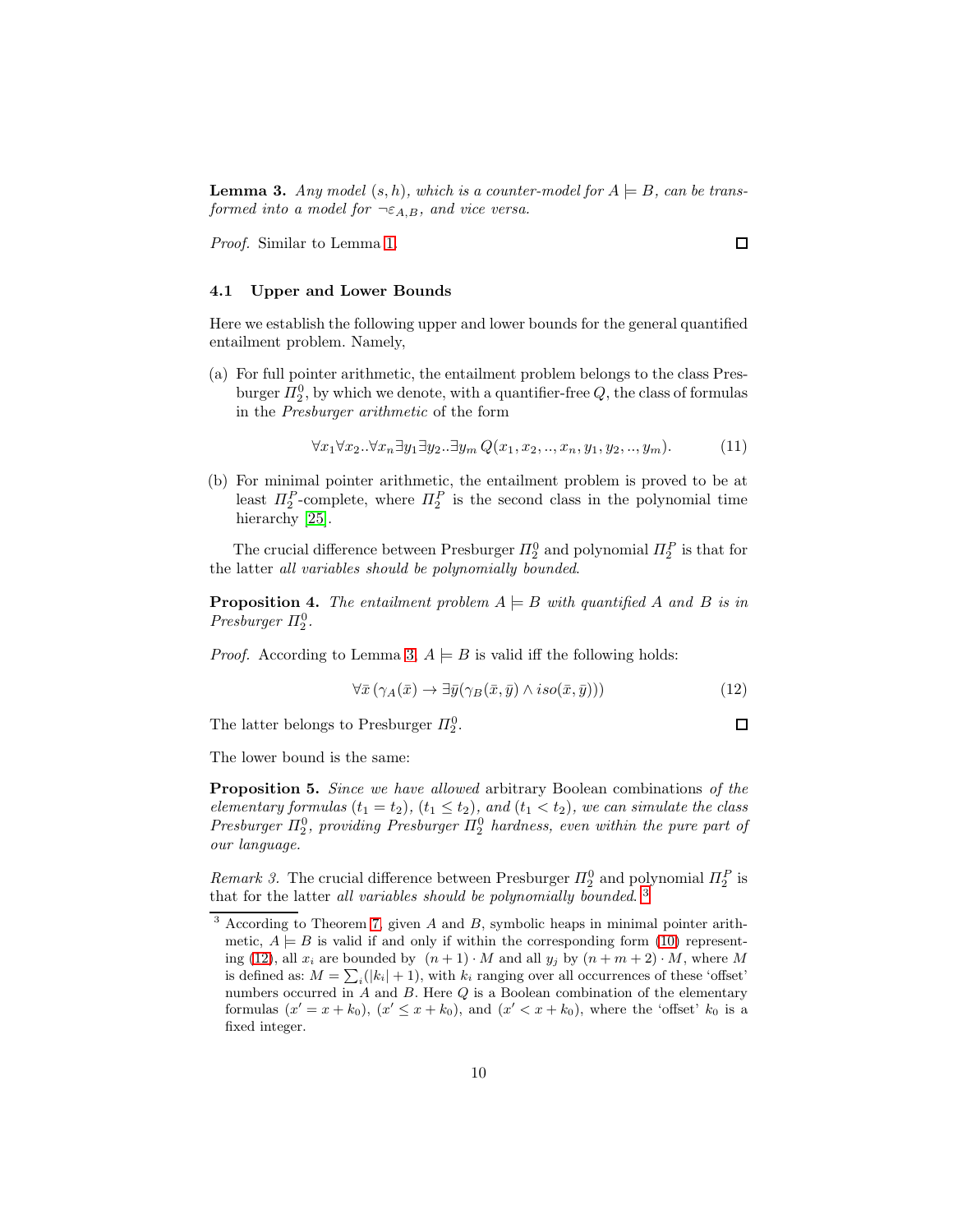**Lemma 3.** *Any model $(s, h)$, which is a counter-model for $A \models B$, can be transformed into a model for $\neg\varepsilon_{A,B}$, and vice versa.*

*Proof.* Similar to Lemma 1. □

### 4.1 Upper and Lower Bounds

Here we establish the following upper and lower bounds for the general quantified entailment problem. Namely,

(a) For full pointer arithmetic, the entailment problem belongs to the class Presburger $\Pi^0_2$, by which we denote, with a quantifier-free $Q$, the class of formulas in the *Presburger arithmetic* of the form

$$\forall x_1 \forall x_2..\forall x_n \exists y_1 \exists y_2..\exists y_m \, Q(x_1, x_2, .., x_n, y_1, y_2, .., y_m). \tag{11}$$

(b) For minimal pointer arithmetic, the entailment problem is proved to be at least $\Pi^P_2$-complete, where $\Pi^P_2$ is the second class in the polynomial time hierarchy [25].

The crucial difference between Presburger $\Pi^0_2$ and polynomial $\Pi^P_2$ is that for the latter *all variables should be polynomially bounded*.

**Proposition 4.** *The entailment problem $A \models B$ with quantified $A$ and $B$ is in Presburger $\Pi^0_2$.*

*Proof.* According to Lemma 3, $A \models B$ is valid iff the following holds:

$$\forall \bar{x} \, (\gamma_A(\bar{x}) \rightarrow \exists \bar{y}(\gamma_B(\bar{x}, \bar{y}) \wedge iso(\bar{x}, \bar{y}))) \tag{12}$$

The latter belongs to Presburger $\Pi^0_2$. □

The lower bound is the same:

**Proposition 5.** *Since we have allowed* arbitrary Boolean combinations *of the elementary formulas $(t_1 = t_2)$, $(t_1 \leq t_2)$, and $(t_1 < t_2)$, we can simulate the class Presburger $\Pi^0_2$, providing Presburger $\Pi^0_2$ hardness, even within the pure part of our language.*

*Remark 3.* The crucial difference between Presburger $\Pi^0_2$ and polynomial $\Pi^P_2$ is that for the latter *all variables should be polynomially bounded*. [3]

---

[3] According to Theorem 7, given $A$ and $B$, symbolic heaps in minimal pointer arithmetic, $A \models B$ is valid if and only if within the corresponding form (10) representing (12), all $x_i$ are bounded by $(n+1) \cdot M$ and all $y_j$ by $(n+m+2) \cdot M$, where $M$ is defined as: $M = \sum_i (|k_i| + 1)$, with $k_i$ ranging over all occurrences of these 'offset' numbers occurred in $A$ and $B$. Here $Q$ is a Boolean combination of the elementary formulas $(x' = x + k_0)$, $(x' \leq x + k_0)$, and $(x' < x + k_0)$, where the 'offset' $k_0$ is a fixed integer.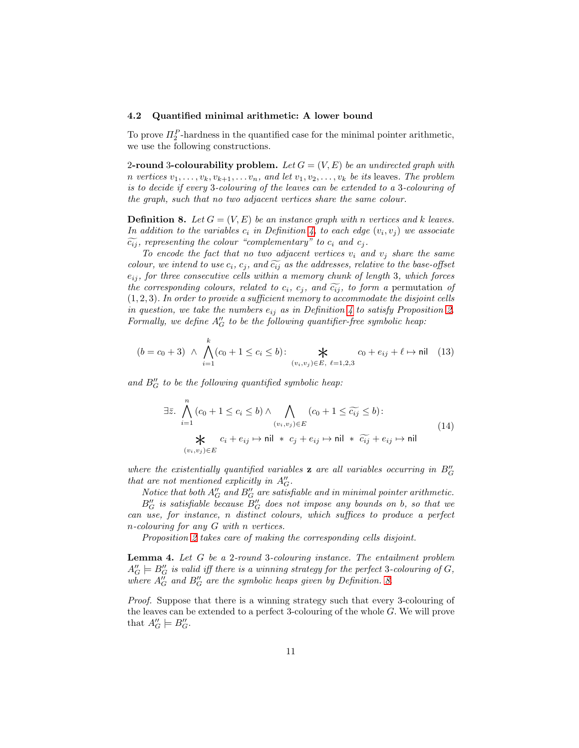### 4.2 Quantified minimal arithmetic: A lower bound

To prove $\Pi_2^P$-hardness in the quantified case for the minimal pointer arithmetic, we use the following constructions.

**2-round 3-colourability problem.** *Let $G = (V, E)$ be an undirected graph with $n$ vertices $v_1, \ldots, v_k, v_{k+1}, \ldots v_n$, and let $v_1, v_2, \ldots, v_k$ be its* leaves. *The problem is to decide if every 3-colouring of the leaves can be extended to a 3-colouring of the graph, such that no two adjacent vertices share the same colour.*

**Definition 8.** *Let $G = (V, E)$ be an instance graph with $n$ vertices and $k$ leaves. In addition to the variables $c_i$ in Definition 4, to each edge $(v_i, v_j)$ we associate $\widetilde{c_{ij}}$, representing the colour "complementary" to $c_i$ and $c_j$.*

*To encode the fact that no two adjacent vertices $v_i$ and $v_j$ share the same colour, we intend to use $c_i$, $c_j$, and $\widetilde{c_{ij}}$ as the addresses, relative to the base-offset $e_{ij}$, for three consecutive cells within a memory chunk of length 3, which forces the corresponding colours, related to $c_i$, $c_j$, and $\widetilde{c_{ij}}$, to form a* permutation *of $(1, 2, 3)$. In order to provide a sufficient memory to accommodate the disjoint cells in question, we take the numbers $e_{ij}$ as in Definition 4 to satisfy Proposition 2. Formally, we define $A''_G$ to be the following quantifier-free symbolic heap:*

$$(b = c_0 + 3) \;\wedge\; \bigwedge_{i=1}^{k} (c_0 + 1 \leq c_i \leq b) \colon \mathop{\ast}_{(v_i,v_j)\in E,\ \ell=1,2,3} c_0 + e_{ij} + \ell \mapsto \mathsf{nil} \quad (13)$$

*and $B''_G$ to be the following quantified symbolic heap:*

$$\begin{gathered} \exists \bar{z}.\ \bigwedge_{i=1}^{n} (c_0 + 1 \leq c_i \leq b) \wedge \bigwedge_{(v_i,v_j)\in E} (c_0 + 1 \leq \widetilde{c_{ij}} \leq b) \colon \\ \mathop{\ast}_{(v_i,v_j)\in E} c_i + e_{ij} \mapsto \mathsf{nil} \;\ast\; c_j + e_{ij} \mapsto \mathsf{nil} \;\ast\; \widetilde{c_{ij}} + e_{ij} \mapsto \mathsf{nil} \end{gathered} \quad (14)$$

*where the existentially quantified variables $\mathbf{z}$ are all variables occurring in $B''_G$ that are not mentioned explicitly in $A''_G$.*

*Notice that both $A''_G$ and $B''_G$ are satisfiable and in minimal pointer arithmetic. $B''_G$ is satisfiable because $B''_G$ does not impose any bounds on $b$, so that we can use, for instance, $n$ distinct colours, which suffices to produce a perfect $n$-colouring for any $G$ with $n$ vertices.*

*Proposition 2 takes care of making the corresponding cells disjoint.*

**Lemma 4.** *Let $G$ be a 2-round 3-colouring instance. The entailment problem $A''_G \models B''_G$ is valid iff there is a winning strategy for the perfect 3-colouring of $G$, where $A''_G$ and $B''_G$ are the symbolic heaps given by Definition. 8.*

*Proof.* Suppose that there is a winning strategy such that every 3-colouring of the leaves can be extended to a perfect 3-colouring of the whole $G$. We will prove that $A''_G \models B''_G$.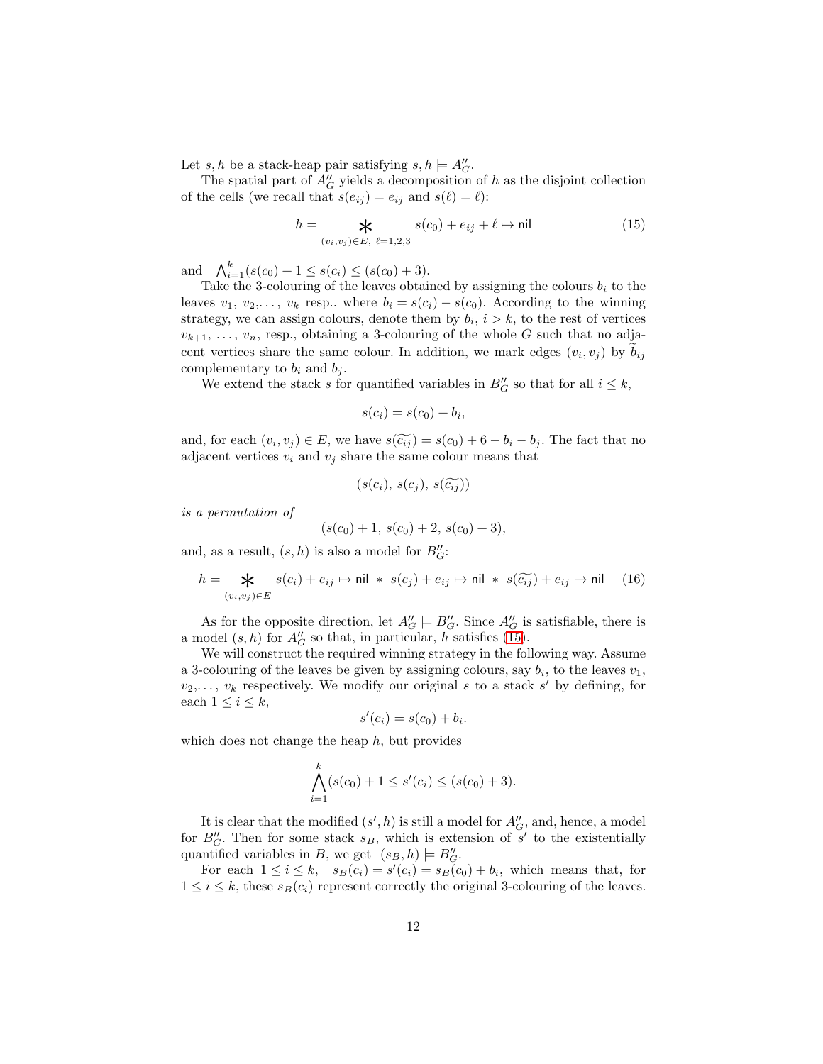Let $s, h$ be a stack-heap pair satisfying $s, h \models A''_G$.

The spatial part of $A''_G$ yields a decomposition of $h$ as the disjoint collection of the cells (we recall that $s(e_{ij}) = e_{ij}$ and $s(\ell) = \ell$):

$$h = \mathop{\ast}_{(v_i,v_j)\in E,\ \ell=1,2,3} s(c_0) + e_{ij} + \ell \mapsto \mathsf{nil} \tag{15}$$

and $\bigwedge_{i=1}^{k}(s(c_0)+1 \le s(c_i) \le (s(c_0)+3)$.

Take the 3-colouring of the leaves obtained by assigning the colours $b_i$ to the leaves $v_1, v_2, \ldots, v_k$ resp.. where $b_i = s(c_i) - s(c_0)$. According to the winning strategy, we can assign colours, denote them by $b_i$, $i > k$, to the rest of vertices $v_{k+1}, \ldots, v_n$, resp., obtaining a 3-colouring of the whole $G$ such that no adjacent vertices share the same colour. In addition, we mark edges $(v_i, v_j)$ by $\widetilde{b_{ij}}$ complementary to $b_i$ and $b_j$.

We extend the stack $s$ for quantified variables in $B''_G$ so that for all $i \le k$,

$$s(c_i) = s(c_0) + b_i,$$

and, for each $(v_i, v_j) \in E$, we have $s(\widetilde{c_{ij}}) = s(c_0) + 6 - b_i - b_j$. The fact that no adjacent vertices $v_i$ and $v_j$ share the same colour means that

$$(s(c_i),\ s(c_j),\ s(\widetilde{c_{ij}}))$$

*is a permutation of*

$$(s(c_0)+1,\ s(c_0)+2,\ s(c_0)+3),$$

and, as a result, $(s, h)$ is also a model for $B''_G$:

$$h = \mathop{\ast}_{(v_i,v_j)\in E} s(c_i) + e_{ij} \mapsto \mathsf{nil}\ \ast\ s(c_j) + e_{ij} \mapsto \mathsf{nil}\ \ast\ s(\widetilde{c_{ij}}) + e_{ij} \mapsto \mathsf{nil} \tag{16}$$

As for the opposite direction, let $A''_G \models B''_G$. Since $A''_G$ is satisfiable, there is a model $(s, h)$ for $A''_G$ so that, in particular, $h$ satisfies (15).

We will construct the required winning strategy in the following way. Assume a 3-colouring of the leaves be given by assigning colours, say $b_i$, to the leaves $v_1, v_2, \ldots, v_k$ respectively. We modify our original $s$ to a stack $s'$ by defining, for each $1 \le i \le k$,

$$s'(c_i) = s(c_0) + b_i.$$

which does not change the heap $h$, but provides

$$\bigwedge_{i=1}^{k}(s(c_0)+1 \le s'(c_i) \le (s(c_0)+3).$$

It is clear that the modified $(s', h)$ is still a model for $A''_G$, and, hence, a model for $B''_G$. Then for some stack $s_B$, which is extension of $s'$ to the existentially quantified variables in $B$, we get $(s_B, h) \models B''_G$.

For each $1 \le i \le k$, $s_B(c_i) = s'(c_i) = s_B(c_0) + b_i$, which means that, for $1 \le i \le k$, these $s_B(c_i)$ represent correctly the original 3-colouring of the leaves.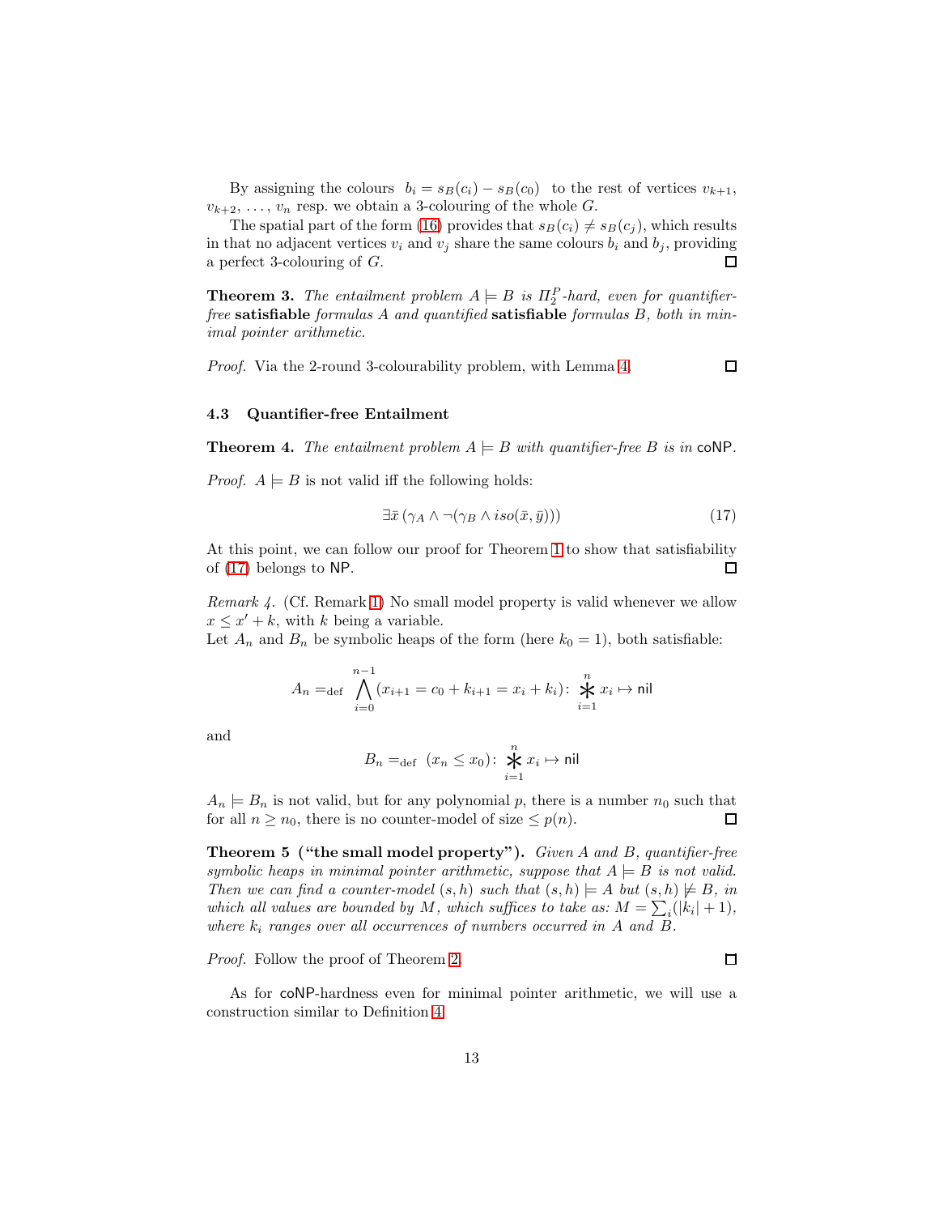By assigning the colours $b_i = s_B(c_i) - s_B(c_0)$ to the rest of vertices $v_{k+1}$, $v_{k+2}$, ..., $v_n$ resp. we obtain a 3-colouring of the whole $G$.

The spatial part of the form (16) provides that $s_B(c_i) \neq s_B(c_j)$, which results in that no adjacent vertices $v_i$ and $v_j$ share the same colours $b_i$ and $b_j$, providing a perfect 3-colouring of $G$. □

**Theorem 3.** *The entailment problem $A \models B$ is $\Pi_2^P$-hard, even for quantifier-free* **satisfiable** *formulas $A$ and quantified* **satisfiable** *formulas $B$, both in minimal pointer arithmetic.*

*Proof.* Via the 2-round 3-colourability problem, with Lemma 4. □

### 4.3 Quantifier-free Entailment

**Theorem 4.** *The entailment problem $A \models B$ with quantifier-free $B$ is in* coNP.

*Proof.* $A \models B$ is not valid iff the following holds:

$$\exists \bar{x}\, (\gamma_A \wedge \neg(\gamma_B \wedge iso(\bar{x}, \bar{y}))) \tag{17}$$

At this point, we can follow our proof for Theorem 1 to show that satisfiability of (17) belongs to NP. □

*Remark 4.* (Cf. Remark 1) No small model property is valid whenever we allow $x \leq x' + k$, with $k$ being a variable.
Let $A_n$ and $B_n$ be symbolic heaps of the form (here $k_0 = 1$), both satisfiable:

$$A_n =_{\text{def}} \bigwedge_{i=0}^{n-1} (x_{i+1} = c_0 + k_{i+1} = x_i + k_i) \colon \mathop{\ast}_{i=1}^{n} x_i \mapsto \mathsf{nil}$$

and

$$B_n =_{\text{def}} (x_n \leq x_0) \colon \mathop{\ast}_{i=1}^{n} x_i \mapsto \mathsf{nil}$$

$A_n \models B_n$ is not valid, but for any polynomial $p$, there is a number $n_0$ such that for all $n \geq n_0$, there is no counter-model of size $\leq p(n)$. □

**Theorem 5 ("the small model property").** *Given $A$ and $B$, quantifier-free symbolic heaps in minimal pointer arithmetic, suppose that $A \models B$ is not valid. Then we can find a counter-model $(s, h)$ such that $(s, h) \models A$ but $(s, h) \not\models B$, in which all values are bounded by $M$, which suffices to take as: $M = \sum_i (|k_i| + 1)$, where $k_i$ ranges over all occurrences of numbers occurred in $A$ and $B$.*

*Proof.* Follow the proof of Theorem 2. □

As for coNP-hardness even for minimal pointer arithmetic, we will use a construction similar to Definition 4.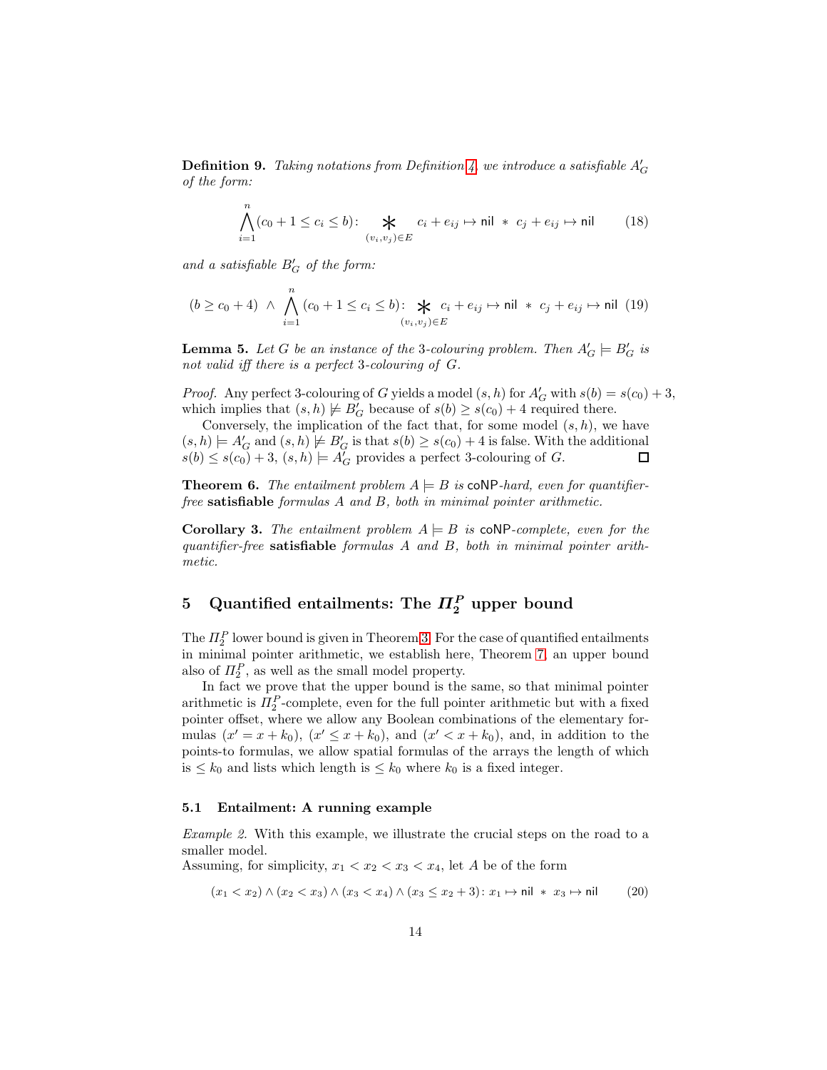**Definition 9.** *Taking notations from Definition 4, we introduce a satisfiable $A'_G$ of the form:*

$$\bigwedge_{i=1}^{n}(c_0 + 1 \leq c_i \leq b)\colon \mathop{\ast}_{(v_i,v_j)\in E} c_i + e_{ij} \mapsto \mathsf{nil} \ \ast \ c_j + e_{ij} \mapsto \mathsf{nil} \tag{18}$$

*and a satisfiable $B'_G$ of the form:*

$$(b \geq c_0 + 4) \ \wedge \ \bigwedge_{i=1}^{n}(c_0 + 1 \leq c_i \leq b)\colon \mathop{\ast}_{(v_i,v_j)\in E} c_i + e_{ij} \mapsto \mathsf{nil} \ \ast \ c_j + e_{ij} \mapsto \mathsf{nil} \tag{19}$$

**Lemma 5.** *Let $G$ be an instance of the 3-colouring problem. Then $A'_G \models B'_G$ is not valid iff there is a perfect 3-colouring of $G$.*

*Proof.* Any perfect 3-colouring of $G$ yields a model $(s,h)$ for $A'_G$ with $s(b) = s(c_0) + 3$, which implies that $(s,h) \not\models B'_G$ because of $s(b) \geq s(c_0) + 4$ required there.

Conversely, the implication of the fact that, for some model $(s,h)$, we have $(s,h) \models A'_G$ and $(s,h) \not\models B'_G$ is that $s(b) \geq s(c_0) + 4$ is false. With the additional $s(b) \leq s(c_0) + 3$, $(s,h) \models A'_G$ provides a perfect 3-colouring of $G$. □

**Theorem 6.** *The entailment problem $A \models B$ is* coNP*-hard, even for quantifier-free* **satisfiable** *formulas $A$ and $B$, both in minimal pointer arithmetic.*

**Corollary 3.** *The entailment problem $A \models B$ is* coNP*-complete, even for the quantifier-free* **satisfiable** *formulas $A$ and $B$, both in minimal pointer arithmetic.*

## 5 Quantified entailments: The $\Pi_2^P$ upper bound

The $\Pi_2^P$ lower bound is given in Theorem 3. For the case of quantified entailments in minimal pointer arithmetic, we establish here, Theorem 7, an upper bound also of $\Pi_2^P$, as well as the small model property.

In fact we prove that the upper bound is the same, so that minimal pointer arithmetic is $\Pi_2^P$-complete, even for the full pointer arithmetic but with a fixed pointer offset, where we allow any Boolean combinations of the elementary formulas $(x' = x + k_0)$, $(x' \leq x + k_0)$, and $(x' < x + k_0)$, and, in addition to the points-to formulas, we allow spatial formulas of the arrays the length of which is $\leq k_0$ and lists which length is $\leq k_0$ where $k_0$ is a fixed integer.

### 5.1 Entailment: A running example

*Example 2.* With this example, we illustrate the crucial steps on the road to a smaller model.
Assuming, for simplicity, $x_1 < x_2 < x_3 < x_4$, let $A$ be of the form

$$(x_1 < x_2) \wedge (x_2 < x_3) \wedge (x_3 < x_4) \wedge (x_3 \leq x_2 + 3)\colon x_1 \mapsto \mathsf{nil} \ \ast \ x_3 \mapsto \mathsf{nil} \tag{20}$$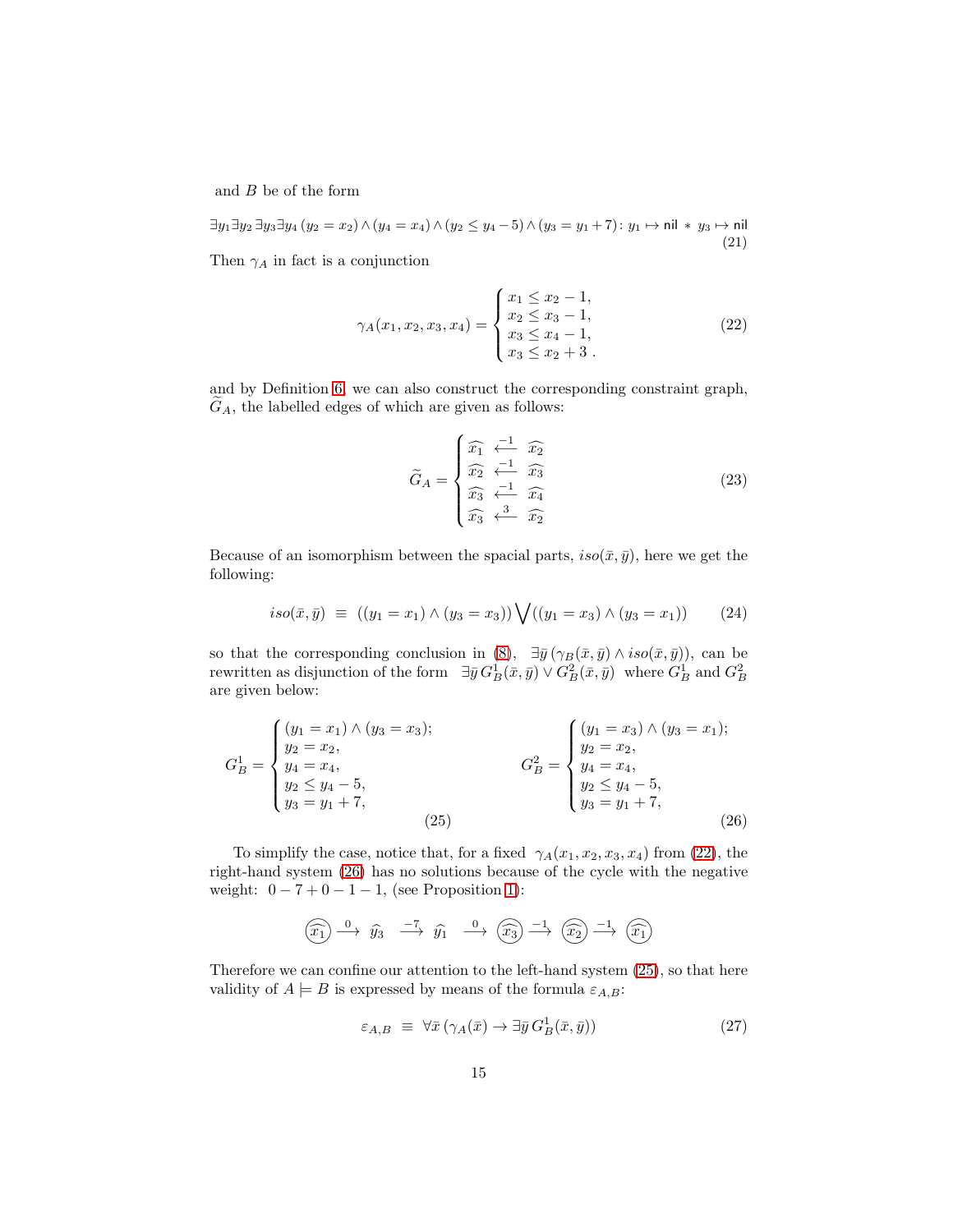and $B$ be of the form

$$\exists y_1 \exists y_2\, \exists y_3 \exists y_4\, (y_2 = x_2) \wedge (y_4 = x_4) \wedge (y_2 \leq y_4 - 5) \wedge (y_3 = y_1 + 7)\colon\, y_1 \mapsto \mathsf{nil} \, * \, y_3 \mapsto \mathsf{nil} \tag{21}$$

Then $\gamma_A$ in fact is a conjunction

$$\gamma_A(x_1, x_2, x_3, x_4) = \begin{cases} x_1 \leq x_2 - 1, \\ x_2 \leq x_3 - 1, \\ x_3 \leq x_4 - 1, \\ x_3 \leq x_2 + 3\,. \end{cases} \tag{22}$$

and by Definition 6, we can also construct the corresponding constraint graph, $\widetilde{G}_A$, the labelled edges of which are given as follows:

$$\widetilde{G}_A = \begin{cases} \widehat{x_1} \overset{-1}{\longleftarrow} \widehat{x_2} \\ \widehat{x_2} \overset{-1}{\longleftarrow} \widehat{x_3} \\ \widehat{x_3} \overset{-1}{\longleftarrow} \widehat{x_4} \\ \widehat{x_3} \overset{3}{\longleftarrow} \widehat{x_2} \end{cases} \tag{23}$$

Because of an isomorphism between the spacial parts, $iso(\bar{x}, \bar{y})$, here we get the following:

$$iso(\bar{x}, \bar{y}) \;\equiv\; ((y_1 = x_1) \wedge (y_3 = x_3)) \bigvee ((y_1 = x_3) \wedge (y_3 = x_1)) \tag{24}$$

so that the corresponding conclusion in (8), $\exists \bar{y}\, (\gamma_B(\bar{x}, \bar{y}) \wedge iso(\bar{x}, \bar{y}))$, can be rewritten as disjunction of the form $\exists \bar{y}\, G_B^1(\bar{x}, \bar{y}) \vee G_B^2(\bar{x}, \bar{y})$ where $G_B^1$ and $G_B^2$ are given below:

$$G_B^1 = \begin{cases} (y_1 = x_1) \wedge (y_3 = x_3); \\ y_2 = x_2, \\ y_4 = x_4, \\ y_2 \leq y_4 - 5, \\ y_3 = y_1 + 7, \end{cases} \tag{25}$$

$$G_B^2 = \begin{cases} (y_1 = x_3) \wedge (y_3 = x_1); \\ y_2 = x_2, \\ y_4 = x_4, \\ y_2 \leq y_4 - 5, \\ y_3 = y_1 + 7, \end{cases} \tag{26}$$

To simplify the case, notice that, for a fixed $\gamma_A(x_1, x_2, x_3, x_4)$ from (22), the right-hand system (26) has no solutions because of the cycle with the negative weight: $0 - 7 + 0 - 1 - 1$, (see Proposition 1):

$$\widehat{x_1} \overset{0}{\longrightarrow} \widehat{y_3} \overset{-7}{\longrightarrow} \widehat{y_1} \overset{0}{\longrightarrow} \widehat{x_3} \overset{-1}{\longrightarrow} \widehat{x_2} \overset{-1}{\longrightarrow} \widehat{x_1}$$

Therefore we can confine our attention to the left-hand system (25), so that here validity of $A \models B$ is expressed by means of the formula $\varepsilon_{A,B}$:

$$\varepsilon_{A,B} \;\equiv\; \forall \bar{x}\, (\gamma_A(\bar{x}) \to \exists \bar{y}\, G_B^1(\bar{x}, \bar{y})) \tag{27}$$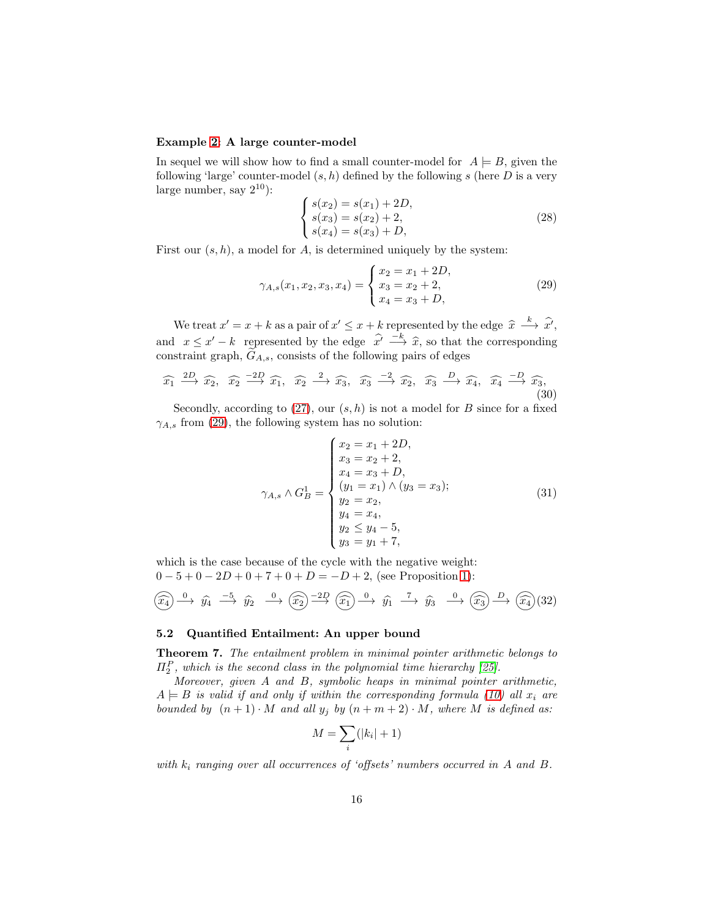**Example 2: A large counter-model**

In sequel we will show how to find a small counter-model for $A \models B$, given the following 'large' counter-model $(s, h)$ defined by the following $s$ (here $D$ is a very large number, say $2^{10}$):

$$\begin{cases} s(x_2) = s(x_1) + 2D, \\ s(x_3) = s(x_2) + 2, \\ s(x_4) = s(x_3) + D, \end{cases} \tag{28}$$

First our $(s, h)$, a model for $A$, is determined uniquely by the system:

$$\gamma_{A,s}(x_1, x_2, x_3, x_4) = \begin{cases} x_2 = x_1 + 2D, \\ x_3 = x_2 + 2, \\ x_4 = x_3 + D, \end{cases} \tag{29}$$

We treat $x' = x + k$ as a pair of $x' \leq x + k$ represented by the edge $\widehat{x} \xrightarrow{k} \widehat{x'}$, and $x \leq x' - k$ represented by the edge $\widehat{x'} \xrightarrow{-k} \widehat{x}$, so that the corresponding constraint graph, $\widehat{G}_{A,s}$, consists of the following pairs of edges

$$\widehat{x_1} \xrightarrow{2D} \widehat{x_2},\ \ \widehat{x_2} \xrightarrow{-2D} \widehat{x_1},\ \ \widehat{x_2} \xrightarrow{2} \widehat{x_3},\ \ \widehat{x_3} \xrightarrow{-2} \widehat{x_2},\ \ \widehat{x_3} \xrightarrow{D} \widehat{x_4},\ \ \widehat{x_4} \xrightarrow{-D} \widehat{x_3}, \tag{30}$$

Secondly, according to (27), our $(s, h)$ is not a model for $B$ since for a fixed $\gamma_{A,s}$ from (29), the following system has no solution:

$$\gamma_{A,s} \wedge G_B^1 = \begin{cases} x_2 = x_1 + 2D, \\ x_3 = x_2 + 2, \\ x_4 = x_3 + D, \\ (y_1 = x_1) \wedge (y_3 = x_3); \\ y_2 = x_2, \\ y_4 = x_4, \\ y_2 \leq y_4 - 5, \\ y_3 = y_1 + 7, \end{cases} \tag{31}$$

which is the case because of the cycle with the negative weight:
$0 - 5 + 0 - 2D + 0 + 7 + 0 + D = -D + 2$, (see Proposition 1):

$$\textcircled{\widehat{x_4}} \xrightarrow{0} \widehat{y_4} \xrightarrow{-5} \widehat{y_2} \xrightarrow{0} \textcircled{\widehat{x_2}} \xrightarrow{-2D} \textcircled{\widehat{x_1}} \xrightarrow{0} \widehat{y_1} \xrightarrow{7} \widehat{y_3} \xrightarrow{0} \textcircled{\widehat{x_3}} \xrightarrow{D} \textcircled{\widehat{x_4}} \tag{32}$$

### 5.2 Quantified Entailment: An upper bound

**Theorem 7.** *The entailment problem in minimal pointer arithmetic belongs to $\Pi_2^P$, which is the second class in the polynomial time hierarchy [25].*

*Moreover, given $A$ and $B$, symbolic heaps in minimal pointer arithmetic, $A \models B$ is valid if and only if within the corresponding formula (10) all $x_i$ are bounded by $(n+1) \cdot M$ and all $y_j$ by $(n+m+2) \cdot M$, where $M$ is defined as:*

$$M = \sum_i (|k_i| + 1)$$

*with $k_i$ ranging over all occurrences of 'offsets' numbers occurred in $A$ and $B$.*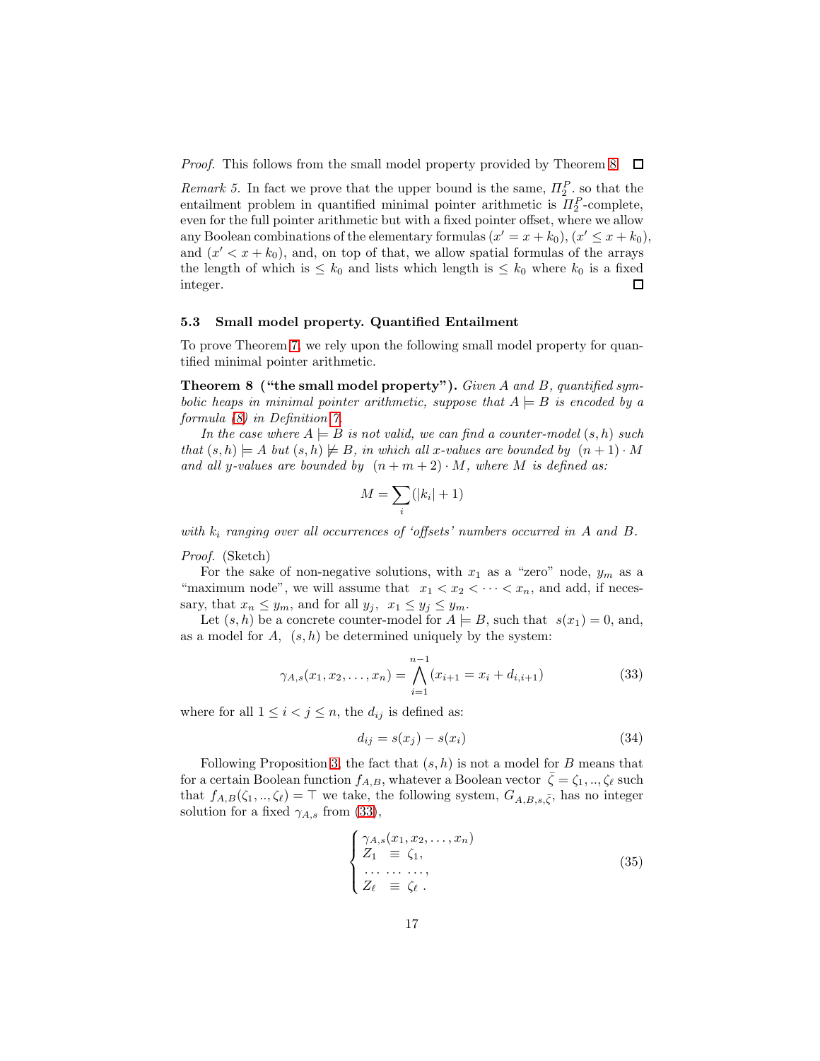*Proof.* This follows from the small model property provided by Theorem 8. □

*Remark 5.* In fact we prove that the upper bound is the same, $\Pi_2^P$. so that the entailment problem in quantified minimal pointer arithmetic is $\Pi_2^P$-complete, even for the full pointer arithmetic but with a fixed pointer offset, where we allow any Boolean combinations of the elementary formulas $(x' = x + k_0)$, $(x' \le x + k_0)$, and $(x' < x + k_0)$, and, on top of that, we allow spatial formulas of the arrays the length of which is $\le k_0$ and lists which length is $\le k_0$ where $k_0$ is a fixed integer. □

### 5.3 Small model property. Quantified Entailment

To prove Theorem 7, we rely upon the following small model property for quantified minimal pointer arithmetic.

**Theorem 8 ("the small model property").** *Given $A$ and $B$, quantified symbolic heaps in minimal pointer arithmetic, suppose that $A \models B$ is encoded by a formula (8) in Definition 7.*

*In the case where $A \models B$ is not valid, we can find a counter-model $(s, h)$ such that $(s, h) \models A$ but $(s, h) \not\models B$, in which all $x$-values are bounded by $(n + 1) \cdot M$ and all $y$-values are bounded by $(n + m + 2) \cdot M$, where $M$ is defined as:*

$$M = \sum_i (|k_i| + 1)$$

*with $k_i$ ranging over all occurrences of 'offsets' numbers occurred in $A$ and $B$.*

*Proof.* (Sketch)

For the sake of non-negative solutions, with $x_1$ as a "zero" node, $y_m$ as a "maximum node", we will assume that $x_1 < x_2 < \cdots < x_n$, and add, if necessary, that $x_n \le y_m$, and for all $y_j$, $x_1 \le y_j \le y_m$.

Let $(s, h)$ be a concrete counter-model for $A \models B$, such that $s(x_1) = 0$, and, as a model for $A$, $(s, h)$ be determined uniquely by the system:

$$\gamma_{A,s}(x_1, x_2, \ldots, x_n) = \bigwedge_{i=1}^{n-1} (x_{i+1} = x_i + d_{i,i+1}) \tag{33}$$

where for all $1 \le i < j \le n$, the $d_{ij}$ is defined as:

$$d_{ij} = s(x_j) - s(x_i) \tag{34}$$

Following Proposition 3, the fact that $(s, h)$ is not a model for $B$ means that for a certain Boolean function $f_{A,B}$, whatever a Boolean vector $\bar{\zeta} = \zeta_1, .., \zeta_\ell$ such that $f_{A,B}(\zeta_1, .., \zeta_\ell) = \top$ we take, the following system, $G_{A,B,s,\bar{\zeta}}$, has no integer solution for a fixed $\gamma_{A,s}$ from (33),

$$\begin{cases} \gamma_{A,s}(x_1, x_2, \ldots, x_n) \\ Z_1 \;\; \equiv \; \zeta_1, \\ \ldots \; \ldots \; \ldots, \\ Z_\ell \;\; \equiv \; \zeta_\ell \,. \end{cases} \tag{35}$$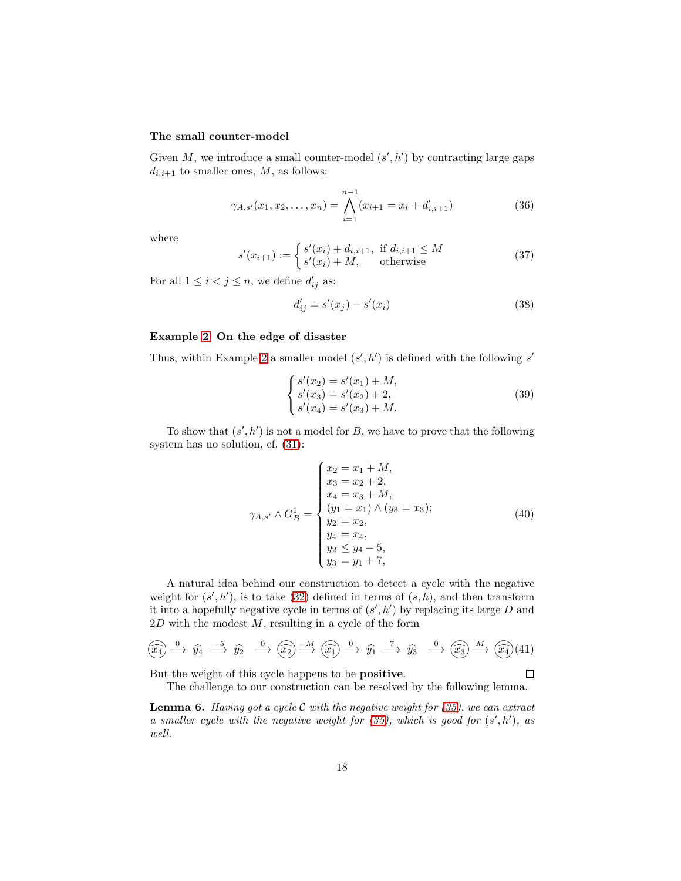**The small counter-model**

Given $M$, we introduce a small counter-model $(s', h')$ by contracting large gaps $d_{i,i+1}$ to smaller ones, $M$, as follows:

$$\gamma_{A,s'}(x_1, x_2, \ldots, x_n) = \bigwedge_{i=1}^{n-1} (x_{i+1} = x_i + d'_{i,i+1}) \tag{36}$$

where

$$s'(x_{i+1}) := \begin{cases} s'(x_i) + d_{i,i+1}, & \text{if } d_{i,i+1} \leq M \\ s'(x_i) + M, & \text{otherwise} \end{cases} \tag{37}$$

For all $1 \leq i < j \leq n$, we define $d'_{ij}$ as:

$$d'_{ij} = s'(x_j) - s'(x_i) \tag{38}$$

**Example 2: On the edge of disaster**

Thus, within Example 2 a smaller model $(s', h')$ is defined with the following $s'$

$$\begin{cases} s'(x_2) = s'(x_1) + M, \\ s'(x_3) = s'(x_2) + 2, \\ s'(x_4) = s'(x_3) + M. \end{cases} \tag{39}$$

To show that $(s', h')$ is not a model for $B$, we have to prove that the following system has no solution, cf. (31):

$$\gamma_{A,s'} \wedge G_B^1 = \begin{cases} x_2 = x_1 + M, \\ x_3 = x_2 + 2, \\ x_4 = x_3 + M, \\ (y_1 = x_1) \wedge (y_3 = x_3); \\ y_2 = x_2, \\ y_4 = x_4, \\ y_2 \leq y_4 - 5, \\ y_3 = y_1 + 7, \end{cases} \tag{40}$$

A natural idea behind our construction to detect a cycle with the negative weight for $(s', h')$, is to take (32) defined in terms of $(s, h)$, and then transform it into a hopefully negative cycle in terms of $(s', h')$ by replacing its large $D$ and $2D$ with the modest $M$, resulting in a cycle of the form

$$\textcircled{\widehat{x_4}} \xrightarrow{0} \widehat{y_4} \xrightarrow{-5} \widehat{y_2} \xrightarrow{0} \textcircled{\widehat{x_2}} \xrightarrow{-M} \textcircled{\widehat{x_1}} \xrightarrow{0} \widehat{y_1} \xrightarrow{7} \widehat{y_3} \xrightarrow{0} \textcircled{\widehat{x_3}} \xrightarrow{M} \textcircled{\widehat{x_4}} \tag{41}$$

But the weight of this cycle happens to be **positive**. □

The challenge to our construction can be resolved by the following lemma.

**Lemma 6.** *Having got a cycle $\mathcal{C}$ with the negative weight for (35), we can extract a smaller cycle with the negative weight for (35), which is good for $(s', h')$, as well.*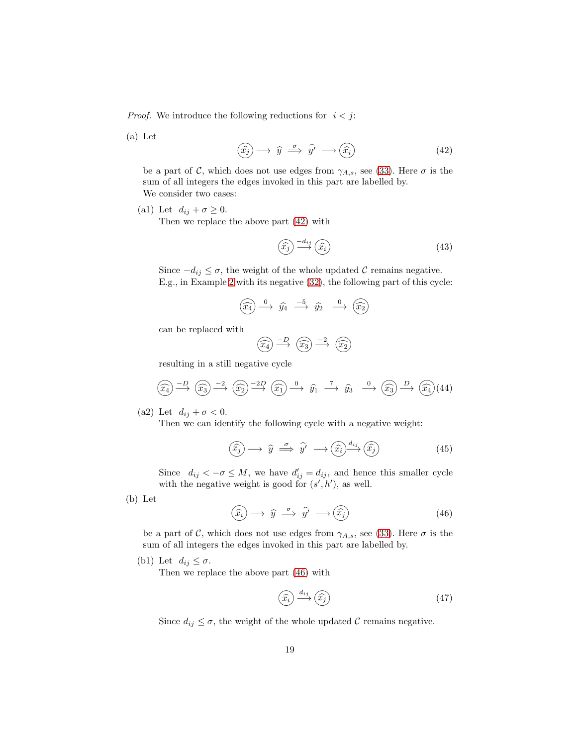*Proof.* We introduce the following reductions for $i < j$:

(a) Let

$$\textcircled{\widehat{x_j}} \longrightarrow \widehat{y} \stackrel{\sigma}{\Longrightarrow} \widehat{y'} \longrightarrow \textcircled{\widehat{x_i}} \tag{42}$$

be a part of $\mathcal{C}$, which does not use edges from $\gamma_{A,s}$, see (33). Here $\sigma$ is the sum of all integers the edges invoked in this part are labelled by.
We consider two cases:

(a1) Let $d_{ij} + \sigma \geq 0$.
Then we replace the above part (42) with

$$\textcircled{\widehat{x_j}} \stackrel{-d_{ij}}{\longrightarrow} \textcircled{\widehat{x_i}} \tag{43}$$

Since $-d_{ij} \leq \sigma$, the weight of the whole updated $\mathcal{C}$ remains negative.
E.g., in Example 2 with its negative (32), the following part of this cycle:

$$\textcircled{\widehat{x_4}} \stackrel{0}{\longrightarrow} \widehat{y_4} \stackrel{-5}{\longrightarrow} \widehat{y_2} \stackrel{0}{\longrightarrow} \textcircled{\widehat{x_2}}$$

can be replaced with

$$\textcircled{\widehat{x_4}} \stackrel{-D}{\longrightarrow} \textcircled{\widehat{x_3}} \stackrel{-2}{\longrightarrow} \textcircled{\widehat{x_2}}$$

resulting in a still negative cycle

$$\textcircled{\widehat{x_4}} \stackrel{-D}{\longrightarrow} \textcircled{\widehat{x_3}} \stackrel{-2}{\longrightarrow} \textcircled{\widehat{x_2}} \stackrel{-2D}{\longrightarrow} \textcircled{\widehat{x_1}} \stackrel{0}{\longrightarrow} \widehat{y_1} \stackrel{7}{\longrightarrow} \widehat{y_3} \stackrel{0}{\longrightarrow} \textcircled{\widehat{x_3}} \stackrel{D}{\longrightarrow} \textcircled{\widehat{x_4}} \tag{44}$$

(a2) Let $d_{ij} + \sigma < 0$.
Then we can identify the following cycle with a negative weight:

$$\textcircled{\widehat{x_j}} \longrightarrow \widehat{y} \stackrel{\sigma}{\Longrightarrow} \widehat{y'} \longrightarrow \textcircled{\widehat{x_i}} \stackrel{d_{ij}}{\longrightarrow} \textcircled{\widehat{x_j}} \tag{45}$$

Since $d_{ij} < -\sigma \leq M$, we have $d'_{ij} = d_{ij}$, and hence this smaller cycle with the negative weight is good for $(s', h')$, as well.

(b) Let

$$\textcircled{\widehat{x_i}} \longrightarrow \widehat{y} \stackrel{\sigma}{\Longrightarrow} \widehat{y'} \longrightarrow \textcircled{\widehat{x_j}} \tag{46}$$

be a part of $\mathcal{C}$, which does not use edges from $\gamma_{A,s}$, see (33). Here $\sigma$ is the sum of all integers the edges invoked in this part are labelled by.

(b1) Let $d_{ij} \leq \sigma$.
Then we replace the above part (46) with

$$\textcircled{\widehat{x_i}} \stackrel{d_{ij}}{\longrightarrow} \textcircled{\widehat{x_j}} \tag{47}$$

Since $d_{ij} \leq \sigma$, the weight of the whole updated $\mathcal{C}$ remains negative.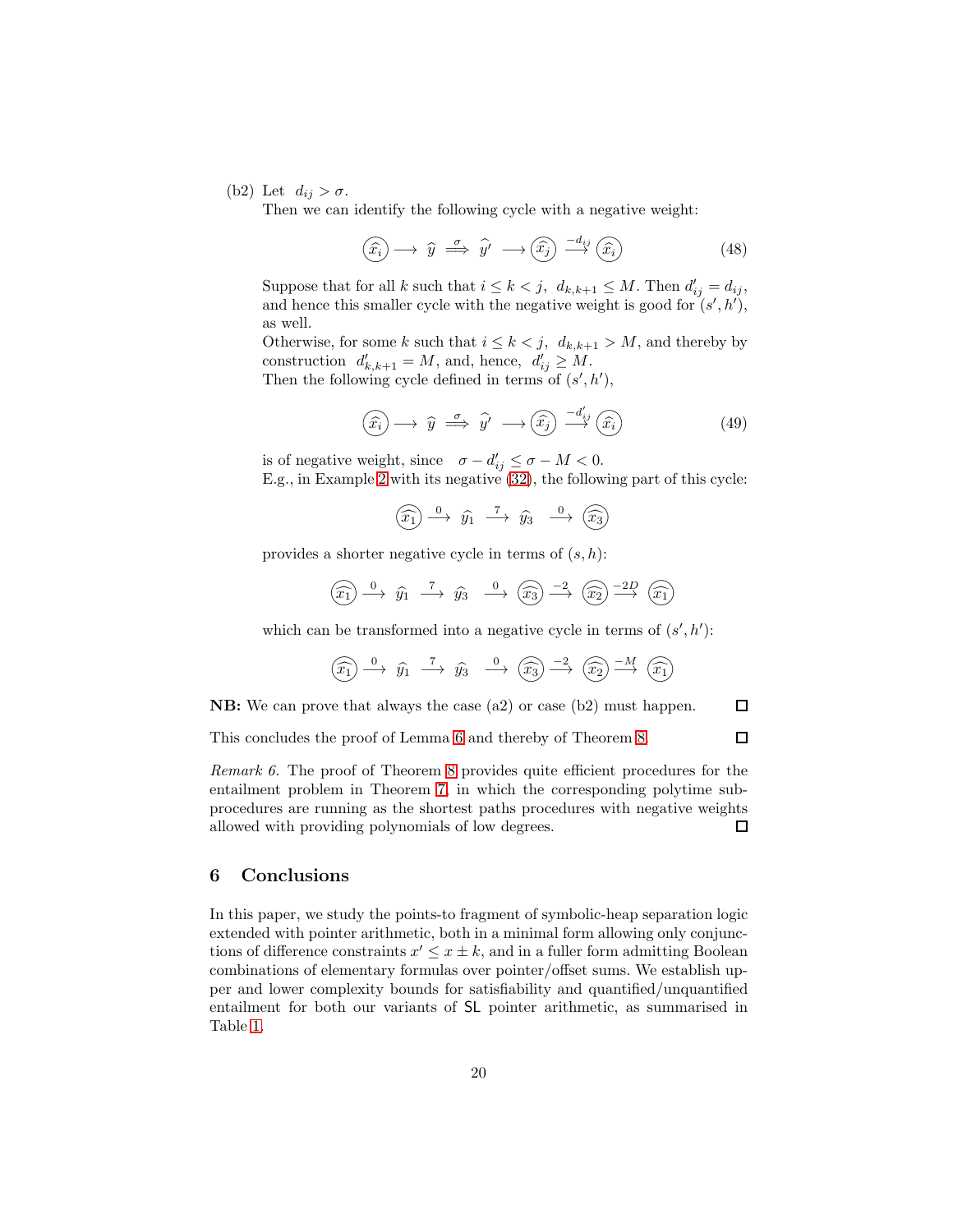(b2) Let $d_{ij} > \sigma$.
Then we can identify the following cycle with a negative weight:

$$\textcircled{\widehat{x_i}} \longrightarrow \widehat{y} \overset{\sigma}{\Longrightarrow} \widehat{y'} \longrightarrow \textcircled{\widehat{x_j}} \overset{-d_{ij}}{\longrightarrow} \textcircled{\widehat{x_i}} \tag{48}$$

Suppose that for all $k$ such that $i \leq k < j$, $d_{k,k+1} \leq M$. Then $d'_{ij} = d_{ij}$, and hence this smaller cycle with the negative weight is good for $(s', h')$, as well.
Otherwise, for some $k$ such that $i \leq k < j$, $d_{k,k+1} > M$, and thereby by construction $d'_{k,k+1} = M$, and, hence, $d'_{ij} \geq M$.
Then the following cycle defined in terms of $(s', h')$,

$$\textcircled{\widehat{x_i}} \longrightarrow \widehat{y} \overset{\sigma}{\Longrightarrow} \widehat{y'} \longrightarrow \textcircled{\widehat{x_j}} \overset{-d'_{ij}}{\longrightarrow} \textcircled{\widehat{x_i}} \tag{49}$$

is of negative weight, since $\sigma - d'_{ij} \leq \sigma - M < 0$.
E.g., in Example 2 with its negative (32), the following part of this cycle:

$$\textcircled{\widehat{x_1}} \overset{0}{\longrightarrow} \widehat{y_1} \overset{7}{\longrightarrow} \widehat{y_3} \overset{0}{\longrightarrow} \textcircled{\widehat{x_3}}$$

provides a shorter negative cycle in terms of $(s, h)$:

$$\textcircled{\widehat{x_1}} \overset{0}{\longrightarrow} \widehat{y_1} \overset{7}{\longrightarrow} \widehat{y_3} \overset{0}{\longrightarrow} \textcircled{\widehat{x_3}} \overset{-2}{\longrightarrow} \textcircled{\widehat{x_2}} \overset{-2D}{\longrightarrow} \textcircled{\widehat{x_1}}$$

which can be transformed into a negative cycle in terms of $(s', h')$:

$$\textcircled{\widehat{x_1}} \overset{0}{\longrightarrow} \widehat{y_1} \overset{7}{\longrightarrow} \widehat{y_3} \overset{0}{\longrightarrow} \textcircled{\widehat{x_3}} \overset{-2}{\longrightarrow} \textcircled{\widehat{x_2}} \overset{-M}{\longrightarrow} \textcircled{\widehat{x_1}}$$

**NB:** We can prove that always the case (a2) or case (b2) must happen. □

This concludes the proof of Lemma 6 and thereby of Theorem 8. □

*Remark 6.* The proof of Theorem 8 provides quite efficient procedures for the entailment problem in Theorem 7, in which the corresponding polytime subprocedures are running as the shortest paths procedures with negative weights allowed with providing polynomials of low degrees. □

## 6 Conclusions

In this paper, we study the points-to fragment of symbolic-heap separation logic extended with pointer arithmetic, both in a minimal form allowing only conjunctions of difference constraints $x' \leq x \pm k$, and in a fuller form admitting Boolean combinations of elementary formulas over pointer/offset sums. We establish upper and lower complexity bounds for satisfiability and quantified/unquantified entailment for both our variants of SL pointer arithmetic, as summarised in Table 1.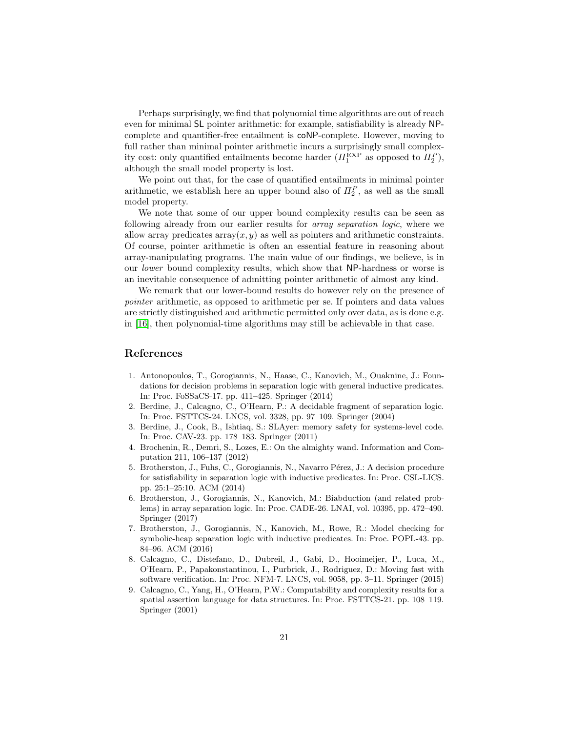Perhaps surprisingly, we find that polynomial time algorithms are out of reach even for minimal SL pointer arithmetic: for example, satisfiability is already NP-complete and quantifier-free entailment is coNP-complete. However, moving to full rather than minimal pointer arithmetic incurs a surprisingly small complexity cost: only quantified entailments become harder ($\Pi_1^{\mathrm{EXP}}$ as opposed to $\Pi_2^P$), although the small model property is lost.

We point out that, for the case of quantified entailments in minimal pointer arithmetic, we establish here an upper bound also of $\Pi_2^P$, as well as the small model property.

We note that some of our upper bound complexity results can be seen as following already from our earlier results for *array separation logic*, where we allow array predicates $\mathrm{array}(x, y)$ as well as pointers and arithmetic constraints. Of course, pointer arithmetic is often an essential feature in reasoning about array-manipulating programs. The main value of our findings, we believe, is in our *lower* bound complexity results, which show that NP-hardness or worse is an inevitable consequence of admitting pointer arithmetic of almost any kind.

We remark that our lower-bound results do however rely on the presence of *pointer* arithmetic, as opposed to arithmetic per se. If pointers and data values are strictly distinguished and arithmetic permitted only over data, as is done e.g. in [16], then polynomial-time algorithms may still be achievable in that case.

## References

1. Antonopoulos, T., Gorogiannis, N., Haase, C., Kanovich, M., Ouaknine, J.: Foundations for decision problems in separation logic with general inductive predicates. In: Proc. FoSSaCS-17. pp. 411–425. Springer (2014)
2. Berdine, J., Calcagno, C., O'Hearn, P.: A decidable fragment of separation logic. In: Proc. FSTTCS-24. LNCS, vol. 3328, pp. 97–109. Springer (2004)
3. Berdine, J., Cook, B., Ishtiaq, S.: SLAyer: memory safety for systems-level code. In: Proc. CAV-23. pp. 178–183. Springer (2011)
4. Brochenin, R., Demri, S., Lozes, E.: On the almighty wand. Information and Computation 211, 106–137 (2012)
5. Brotherston, J., Fuhs, C., Gorogiannis, N., Navarro Pérez, J.: A decision procedure for satisfiability in separation logic with inductive predicates. In: Proc. CSL-LICS. pp. 25:1–25:10. ACM (2014)
6. Brotherston, J., Gorogiannis, N., Kanovich, M.: Biabduction (and related problems) in array separation logic. In: Proc. CADE-26. LNAI, vol. 10395, pp. 472–490. Springer (2017)
7. Brotherston, J., Gorogiannis, N., Kanovich, M., Rowe, R.: Model checking for symbolic-heap separation logic with inductive predicates. In: Proc. POPL-43. pp. 84–96. ACM (2016)
8. Calcagno, C., Distefano, D., Dubreil, J., Gabi, D., Hooimeijer, P., Luca, M., O'Hearn, P., Papakonstantinou, I., Purbrick, J., Rodriguez, D.: Moving fast with software verification. In: Proc. NFM-7. LNCS, vol. 9058, pp. 3–11. Springer (2015)
9. Calcagno, C., Yang, H., O'Hearn, P.W.: Computability and complexity results for a spatial assertion language for data structures. In: Proc. FSTTCS-21. pp. 108–119. Springer (2001)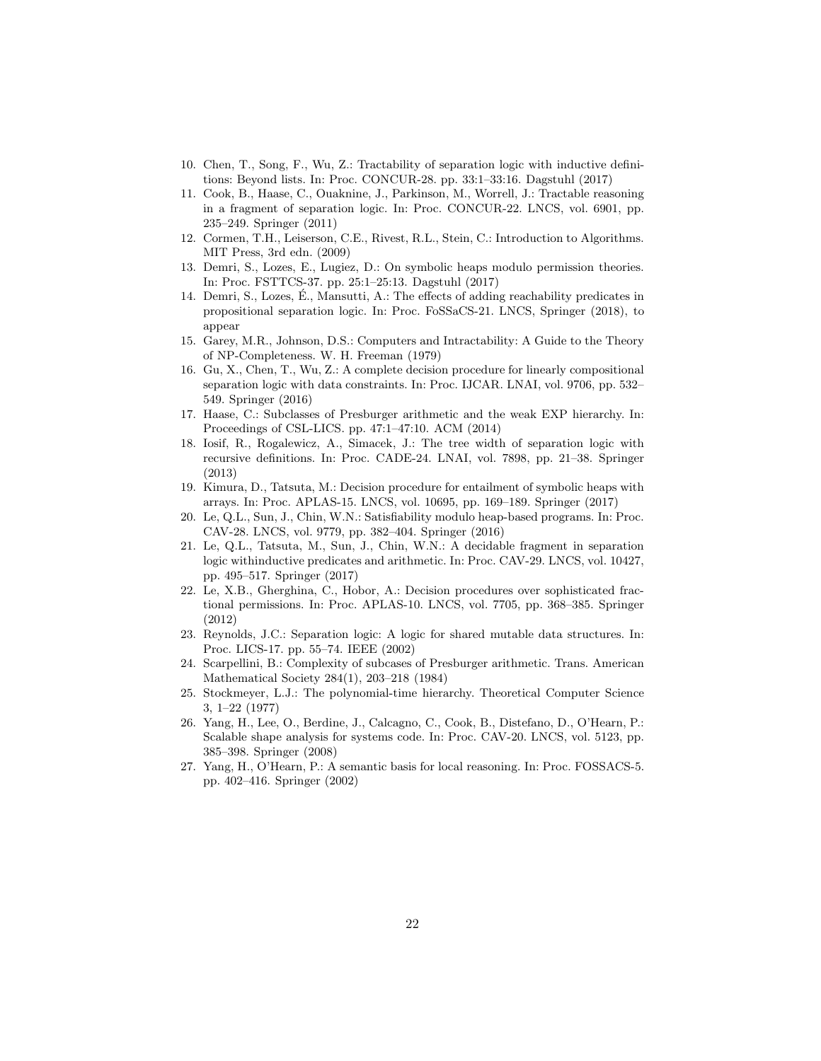10. Chen, T., Song, F., Wu, Z.: Tractability of separation logic with inductive definitions: Beyond lists. In: Proc. CONCUR-28. pp. 33:1–33:16. Dagstuhl (2017)
11. Cook, B., Haase, C., Ouaknine, J., Parkinson, M., Worrell, J.: Tractable reasoning in a fragment of separation logic. In: Proc. CONCUR-22. LNCS, vol. 6901, pp. 235–249. Springer (2011)
12. Cormen, T.H., Leiserson, C.E., Rivest, R.L., Stein, C.: Introduction to Algorithms. MIT Press, 3rd edn. (2009)
13. Demri, S., Lozes, E., Lugiez, D.: On symbolic heaps modulo permission theories. In: Proc. FSTTCS-37. pp. 25:1–25:13. Dagstuhl (2017)
14. Demri, S., Lozes, É., Mansutti, A.: The effects of adding reachability predicates in propositional separation logic. In: Proc. FoSSaCS-21. LNCS, Springer (2018), to appear
15. Garey, M.R., Johnson, D.S.: Computers and Intractability: A Guide to the Theory of NP-Completeness. W. H. Freeman (1979)
16. Gu, X., Chen, T., Wu, Z.: A complete decision procedure for linearly compositional separation logic with data constraints. In: Proc. IJCAR. LNAI, vol. 9706, pp. 532–549. Springer (2016)
17. Haase, C.: Subclasses of Presburger arithmetic and the weak EXP hierarchy. In: Proceedings of CSL-LICS. pp. 47:1–47:10. ACM (2014)
18. Iosif, R., Rogalewicz, A., Simacek, J.: The tree width of separation logic with recursive definitions. In: Proc. CADE-24. LNAI, vol. 7898, pp. 21–38. Springer (2013)
19. Kimura, D., Tatsuta, M.: Decision procedure for entailment of symbolic heaps with arrays. In: Proc. APLAS-15. LNCS, vol. 10695, pp. 169–189. Springer (2017)
20. Le, Q.L., Sun, J., Chin, W.N.: Satisfiability modulo heap-based programs. In: Proc. CAV-28. LNCS, vol. 9779, pp. 382–404. Springer (2016)
21. Le, Q.L., Tatsuta, M., Sun, J., Chin, W.N.: A decidable fragment in separation logic withinductive predicates and arithmetic. In: Proc. CAV-29. LNCS, vol. 10427, pp. 495–517. Springer (2017)
22. Le, X.B., Gherghina, C., Hobor, A.: Decision procedures over sophisticated fractional permissions. In: Proc. APLAS-10. LNCS, vol. 7705, pp. 368–385. Springer (2012)
23. Reynolds, J.C.: Separation logic: A logic for shared mutable data structures. In: Proc. LICS-17. pp. 55–74. IEEE (2002)
24. Scarpellini, B.: Complexity of subcases of Presburger arithmetic. Trans. American Mathematical Society 284(1), 203–218 (1984)
25. Stockmeyer, L.J.: The polynomial-time hierarchy. Theoretical Computer Science 3, 1–22 (1977)
26. Yang, H., Lee, O., Berdine, J., Calcagno, C., Cook, B., Distefano, D., O'Hearn, P.: Scalable shape analysis for systems code. In: Proc. CAV-20. LNCS, vol. 5123, pp. 385–398. Springer (2008)
27. Yang, H., O'Hearn, P.: A semantic basis for local reasoning. In: Proc. FOSSACS-5. pp. 402–416. Springer (2002)